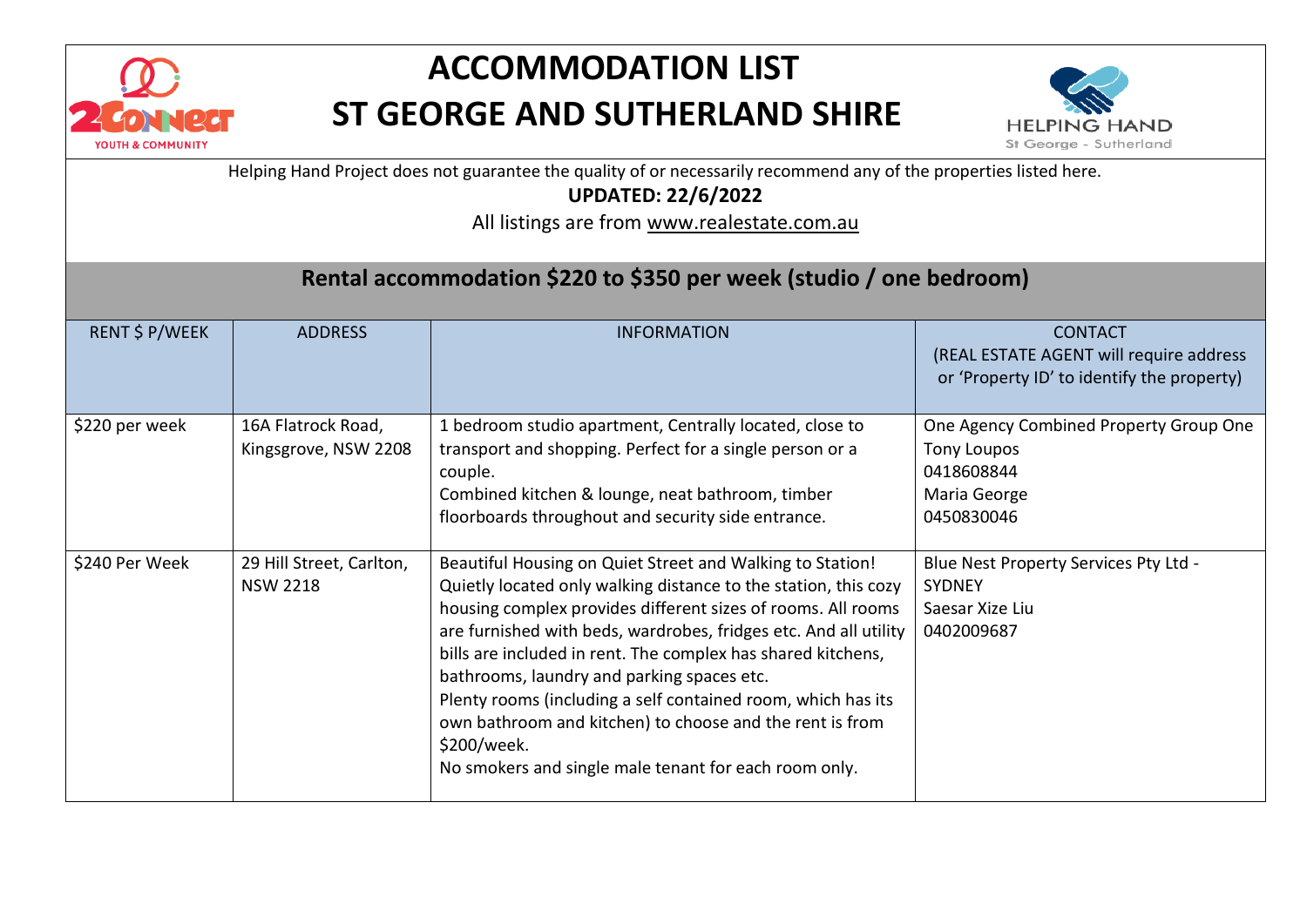# ACCOMMODATION LIST
# ST GEORGE AND SUTHERLAND SHIRE

Helping Hand Project does not guarantee the quality of or necessarily recommend any of the properties listed here.

**UPDATED: 22/6/2022**

All listings are from www.realestate.com.au

## Rental accommodation $220 to $350 per week (studio / one bedroom)

| RENT $ P/WEEK | ADDRESS | INFORMATION | CONTACT (REAL ESTATE AGENT will require address or 'Property ID' to identify the property) |
|---|---|---|---|
| $220 per week | 16A Flatrock Road, Kingsgrove, NSW 2208 | 1 bedroom studio apartment, Centrally located, close to transport and shopping. Perfect for a single person or a couple.<br>Combined kitchen & lounge, neat bathroom, timber floorboards throughout and security side entrance. | One Agency Combined Property Group One<br>Tony Loupos<br>0418608844<br>Maria George<br>0450830046 |
| $240 Per Week | 29 Hill Street, Carlton, NSW 2218 | Beautiful Housing on Quiet Street and Walking to Station! Quietly located only walking distance to the station, this cozy housing complex provides different sizes of rooms. All rooms are furnished with beds, wardrobes, fridges etc. And all utility bills are included in rent. The complex has shared kitchens, bathrooms, laundry and parking spaces etc.<br>Plenty rooms (including a self contained room, which has its own bathroom and kitchen) to choose and the rent is from $200/week.<br>No smokers and single male tenant for each room only. | Blue Nest Property Services Pty Ltd - SYDNEY<br>Saesar Xize Liu<br>0402009687 |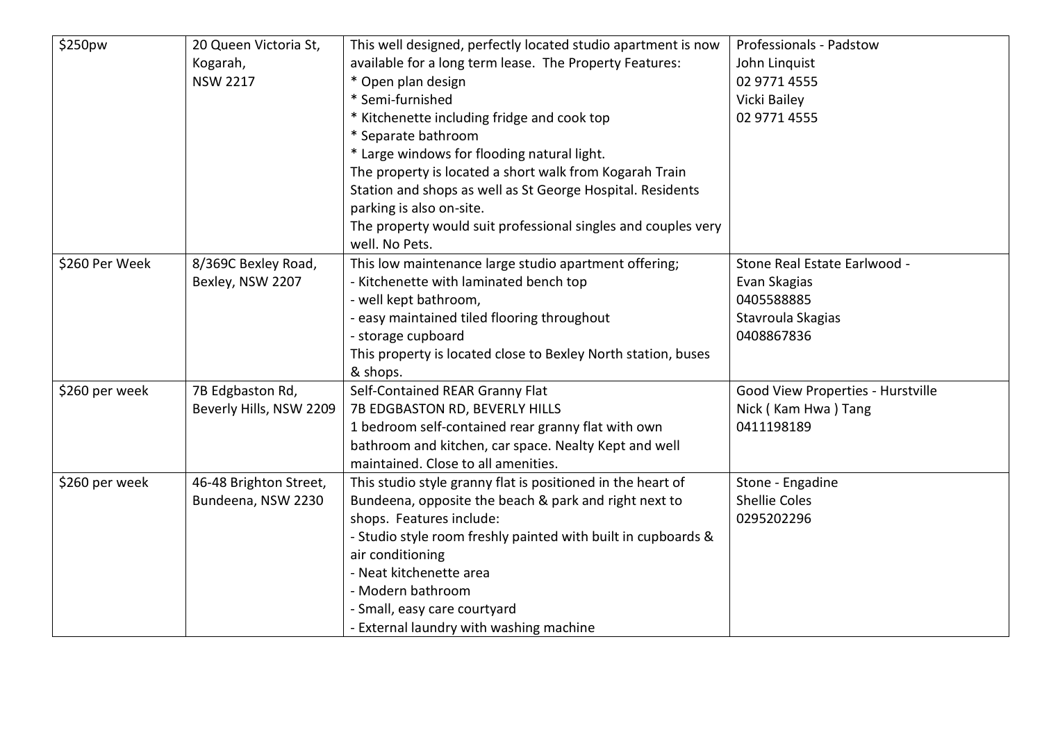| | | | |
|---|---|---|---|
| $250pw | 20 Queen Victoria St, Kogarah, NSW 2217 | This well designed, perfectly located studio apartment is now available for a long term lease. The Property Features:<br>* Open plan design<br>* Semi-furnished<br>* Kitchenette including fridge and cook top<br>* Separate bathroom<br>* Large windows for flooding natural light.<br>The property is located a short walk from Kogarah Train Station and shops as well as St George Hospital. Residents parking is also on-site.<br>The property would suit professional singles and couples very well. No Pets. | Professionals - Padstow<br>John Linquist<br>02 9771 4555<br>Vicki Bailey<br>02 9771 4555 |
| $260 Per Week | 8/369C Bexley Road, Bexley, NSW 2207 | This low maintenance large studio apartment offering;<br>- Kitchenette with laminated bench top<br>- well kept bathroom,<br>- easy maintained tiled flooring throughout<br>- storage cupboard<br>This property is located close to Bexley North station, buses & shops. | Stone Real Estate Earlwood -<br>Evan Skagias<br>0405588885<br>Stavroula Skagias<br>0408867836 |
| $260 per week | 7B Edgbaston Rd, Beverly Hills, NSW 2209 | Self-Contained REAR Granny Flat<br>7B EDGBASTON RD, BEVERLY HILLS<br>1 bedroom self-contained rear granny flat with own bathroom and kitchen, car space. Nealty Kept and well maintained. Close to all amenities. | Good View Properties - Hurstville<br>Nick ( Kam Hwa ) Tang<br>0411198189 |
| $260 per week | 46-48 Brighton Street, Bundeena, NSW 2230 | This studio style granny flat is positioned in the heart of Bundeena, opposite the beach & park and right next to shops. Features include:<br>- Studio style room freshly painted with built in cupboards & air conditioning<br>- Neat kitchenette area<br>- Modern bathroom<br>- Small, easy care courtyard<br>- External laundry with washing machine | Stone - Engadine<br>Shellie Coles<br>0295202296 |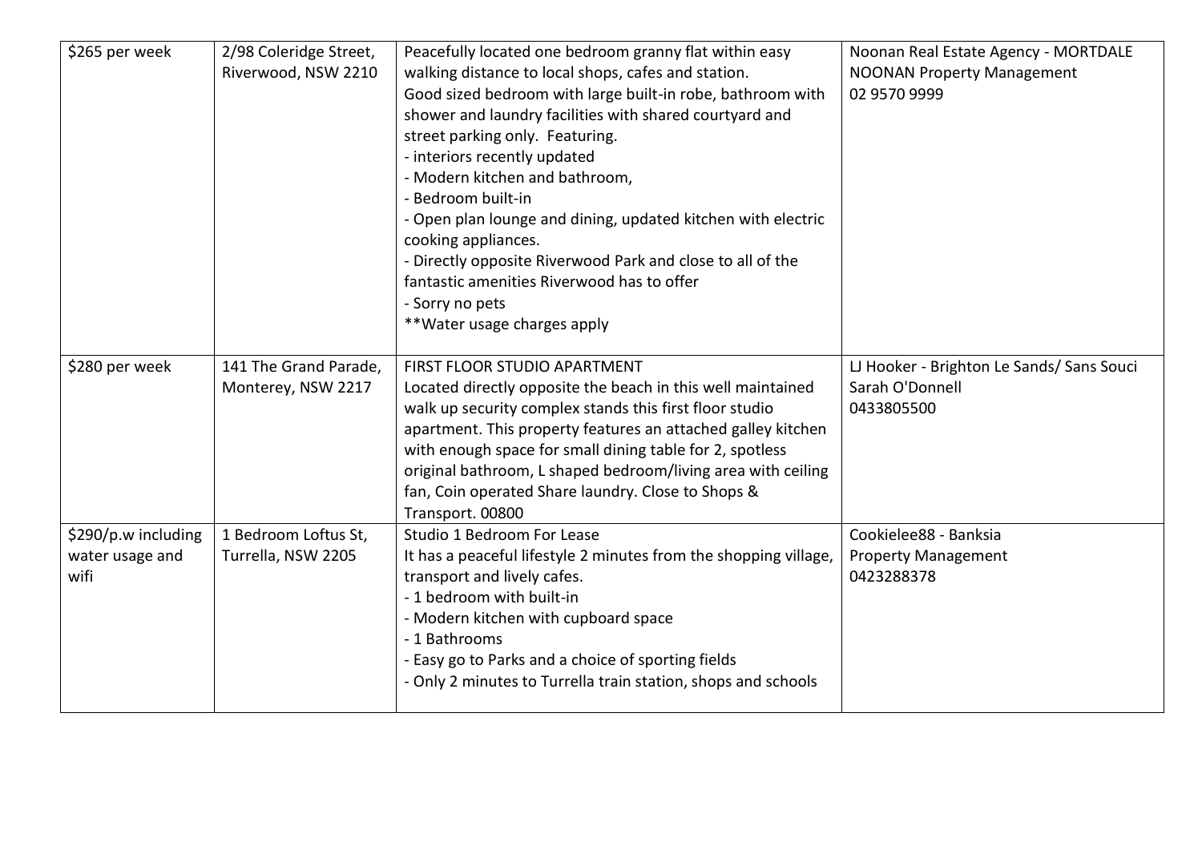| | | | |
|---|---|---|---|
| $265 per week | 2/98 Coleridge Street, Riverwood, NSW 2210 | Peacefully located one bedroom granny flat within easy walking distance to local shops, cafes and station.<br>Good sized bedroom with large built-in robe, bathroom with shower and laundry facilities with shared courtyard and street parking only. Featuring.<br>- interiors recently updated<br>- Modern kitchen and bathroom,<br>- Bedroom built-in<br>- Open plan lounge and dining, updated kitchen with electric cooking appliances.<br>- Directly opposite Riverwood Park and close to all of the fantastic amenities Riverwood has to offer<br>- Sorry no pets<br>**Water usage charges apply | Noonan Real Estate Agency - MORTDALE<br>NOONAN Property Management<br>02 9570 9999 |
| $280 per week | 141 The Grand Parade, Monterey, NSW 2217 | FIRST FLOOR STUDIO APARTMENT<br>Located directly opposite the beach in this well maintained walk up security complex stands this first floor studio apartment. This property features an attached galley kitchen with enough space for small dining table for 2, spotless original bathroom, L shaped bedroom/living area with ceiling fan, Coin operated Share laundry. Close to Shops & Transport. 00800 | LJ Hooker - Brighton Le Sands/ Sans Souci<br>Sarah O'Donnell<br>0433805500 |
| $290/p.w including water usage and wifi | 1 Bedroom Loftus St, Turrella, NSW 2205 | Studio 1 Bedroom For Lease<br>It has a peaceful lifestyle 2 minutes from the shopping village, transport and lively cafes.<br>- 1 bedroom with built-in<br>- Modern kitchen with cupboard space<br>- 1 Bathrooms<br>- Easy go to Parks and a choice of sporting fields<br>- Only 2 minutes to Turrella train station, shops and schools | Cookielee88 - Banksia<br>Property Management<br>0423288378 |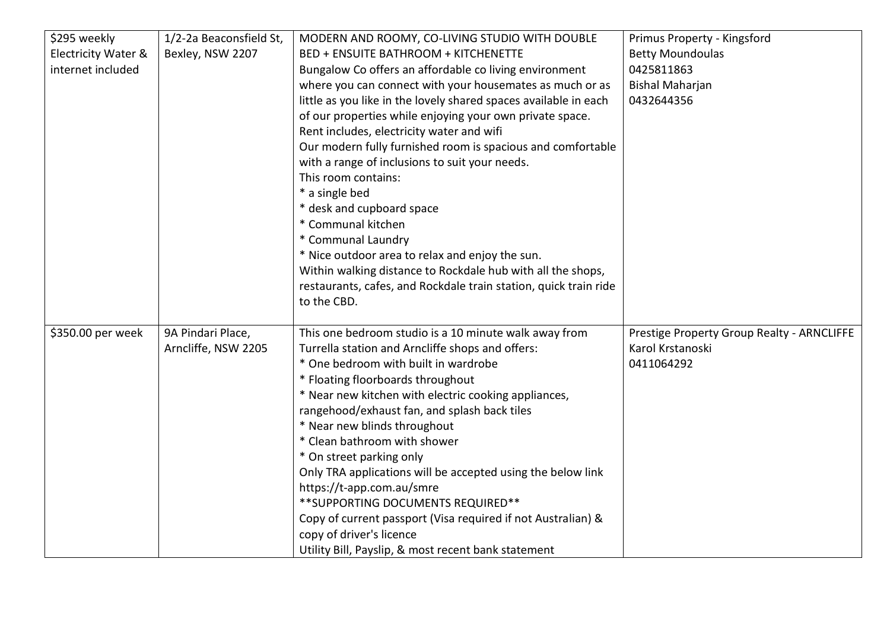| | | | |
|---|---|---|---|
| $295 weekly<br>Electricity Water & internet included | 1/2-2a Beaconsfield St, Bexley, NSW 2207 | MODERN AND ROOMY, CO-LIVING STUDIO WITH DOUBLE BED + ENSUITE BATHROOM + KITCHENETTE<br>Bungalow Co offers an affordable co living environment where you can connect with your housemates as much or as little as you like in the lovely shared spaces available in each of our properties while enjoying your own private space.<br>Rent includes, electricity water and wifi<br>Our modern fully furnished room is spacious and comfortable with a range of inclusions to suit your needs.<br>This room contains:<br>* a single bed<br>* desk and cupboard space<br>* Communal kitchen<br>* Communal Laundry<br>* Nice outdoor area to relax and enjoy the sun.<br>Within walking distance to Rockdale hub with all the shops, restaurants, cafes, and Rockdale train station, quick train ride to the CBD. | Primus Property - Kingsford<br>Betty Moundoulas<br>0425811863<br>Bishal Maharjan<br>0432644356 |
| $350.00 per week | 9A Pindari Place, Arncliffe, NSW 2205 | This one bedroom studio is a 10 minute walk away from Turrella station and Arncliffe shops and offers:<br>* One bedroom with built in wardrobe<br>* Floating floorboards throughout<br>* Near new kitchen with electric cooking appliances, rangehood/exhaust fan, and splash back tiles<br>* Near new blinds throughout<br>* Clean bathroom with shower<br>* On street parking only<br>Only TRA applications will be accepted using the below link https://t-app.com.au/smre<br>**SUPPORTING DOCUMENTS REQUIRED**<br>Copy of current passport (Visa required if not Australian) & copy of driver's licence<br>Utility Bill, Payslip, & most recent bank statement | Prestige Property Group Realty - ARNCLIFFE<br>Karol Krstanoski<br>0411064292 |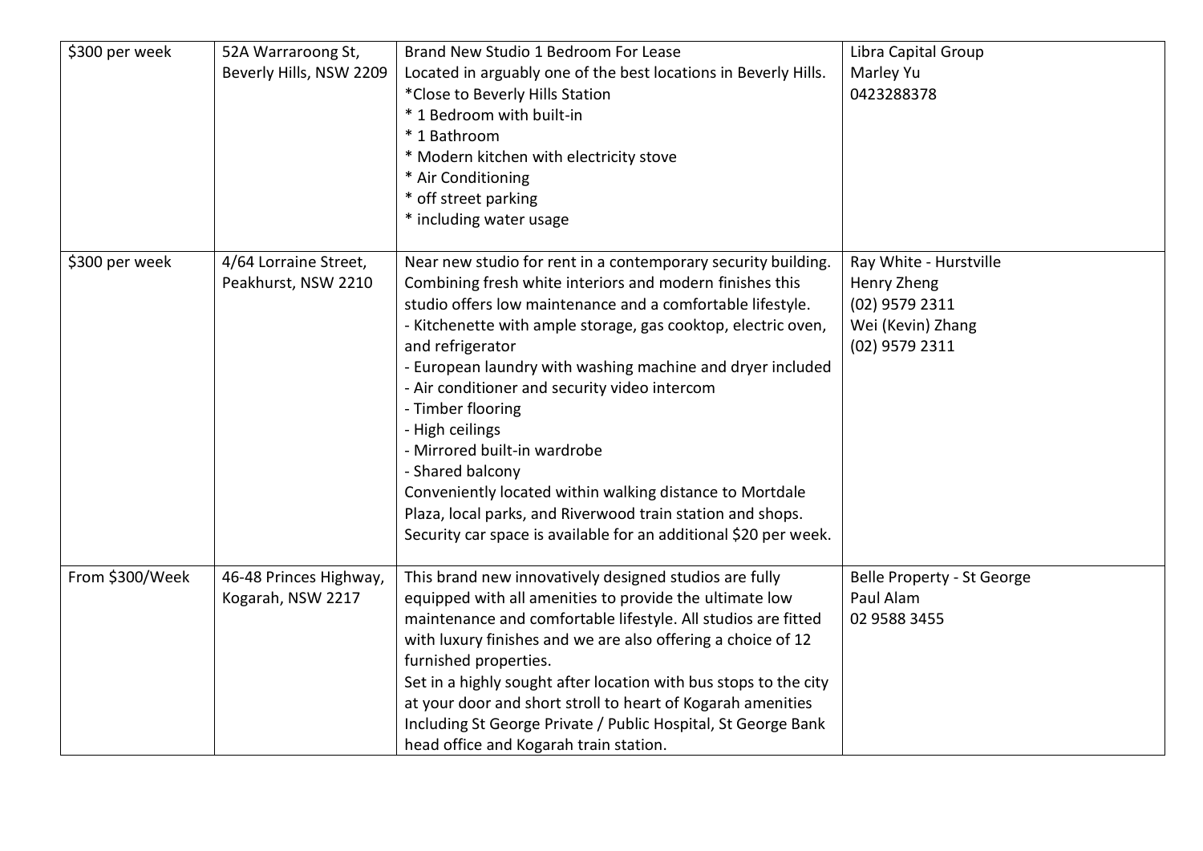| $300 per week | 52A Warraroong St, Beverly Hills, NSW 2209 | Brand New Studio 1 Bedroom For Lease<br>Located in arguably one of the best locations in Beverly Hills.<br>*Close to Beverly Hills Station<br>* 1 Bedroom with built-in<br>* 1 Bathroom<br>* Modern kitchen with electricity stove<br>* Air Conditioning<br>* off street parking<br>* including water usage | Libra Capital Group<br>Marley Yu<br>0423288378 |
|---|---|---|---|
| $300 per week | 4/64 Lorraine Street, Peakhurst, NSW 2210 | Near new studio for rent in a contemporary security building. Combining fresh white interiors and modern finishes this studio offers low maintenance and a comfortable lifestyle.<br>- Kitchenette with ample storage, gas cooktop, electric oven, and refrigerator<br>- European laundry with washing machine and dryer included<br>- Air conditioner and security video intercom<br>- Timber flooring<br>- High ceilings<br>- Mirrored built-in wardrobe<br>- Shared balcony<br>Conveniently located within walking distance to Mortdale Plaza, local parks, and Riverwood train station and shops. Security car space is available for an additional $20 per week. | Ray White - Hurstville<br>Henry Zheng<br>(02) 9579 2311<br>Wei (Kevin) Zhang<br>(02) 9579 2311 |
| From $300/Week | 46-48 Princes Highway, Kogarah, NSW 2217 | This brand new innovatively designed studios are fully equipped with all amenities to provide the ultimate low maintenance and comfortable lifestyle. All studios are fitted with luxury finishes and we are also offering a choice of 12 furnished properties.<br>Set in a highly sought after location with bus stops to the city at your door and short stroll to heart of Kogarah amenities Including St George Private / Public Hospital, St George Bank head office and Kogarah train station. | Belle Property - St George<br>Paul Alam<br>02 9588 3455 |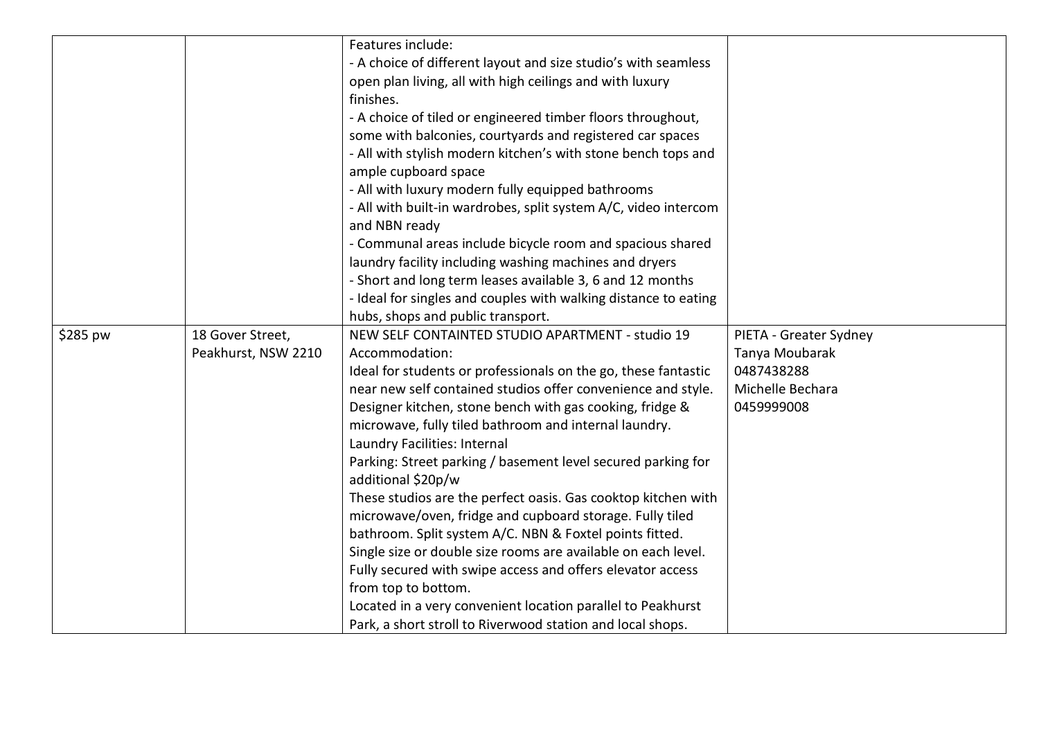| | | | |
|---|---|---|---|
| | | Features include:<br>- A choice of different layout and size studio's with seamless open plan living, all with high ceilings and with luxury finishes.<br>- A choice of tiled or engineered timber floors throughout, some with balconies, courtyards and registered car spaces<br>- All with stylish modern kitchen's with stone bench tops and ample cupboard space<br>- All with luxury modern fully equipped bathrooms<br>- All with built-in wardrobes, split system A/C, video intercom and NBN ready<br>- Communal areas include bicycle room and spacious shared laundry facility including washing machines and dryers<br>- Short and long term leases available 3, 6 and 12 months<br>- Ideal for singles and couples with walking distance to eating hubs, shops and public transport. | |
| $285 pw | 18 Gover Street, Peakhurst, NSW 2210 | NEW SELF CONTAINTED STUDIO APARTMENT - studio 19<br>Accommodation:<br>Ideal for students or professionals on the go, these fantastic near new self contained studios offer convenience and style. Designer kitchen, stone bench with gas cooking, fridge & microwave, fully tiled bathroom and internal laundry.<br>Laundry Facilities: Internal<br>Parking: Street parking / basement level secured parking for additional $20p/w<br>These studios are the perfect oasis. Gas cooktop kitchen with microwave/oven, fridge and cupboard storage. Fully tiled bathroom. Split system A/C. NBN & Foxtel points fitted. Single size or double size rooms are available on each level. Fully secured with swipe access and offers elevator access from top to bottom.<br>Located in a very convenient location parallel to Peakhurst Park, a short stroll to Riverwood station and local shops. | PIETA - Greater Sydney<br>Tanya Moubarak<br>0487438288<br>Michelle Bechara<br>0459999008 |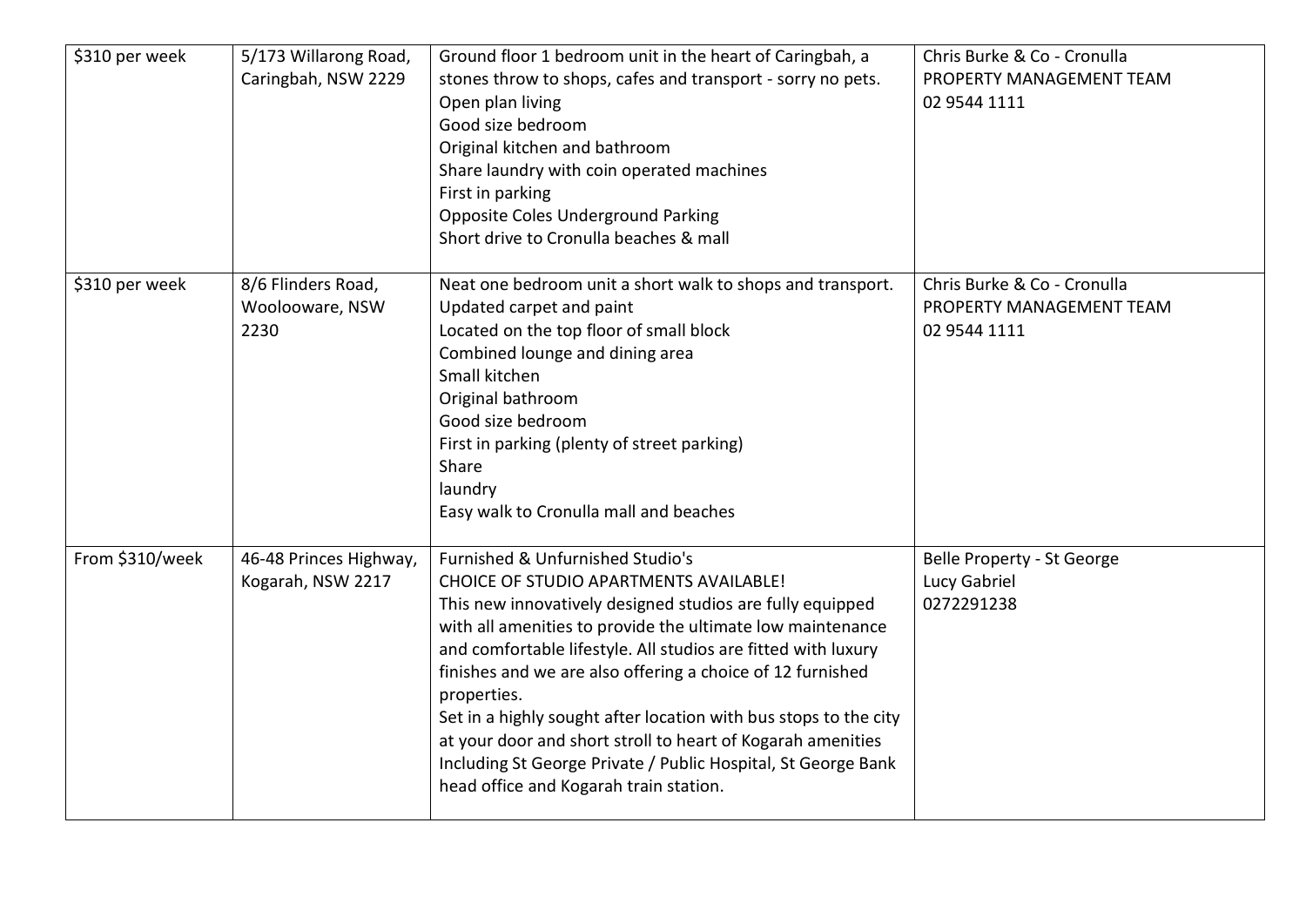| | | | |
|---|---|---|---|
| \$310 per week | 5/173 Willarong Road, Caringbah, NSW 2229 | Ground floor 1 bedroom unit in the heart of Caringbah, a stones throw to shops, cafes and transport - sorry no pets.<br>Open plan living<br>Good size bedroom<br>Original kitchen and bathroom<br>Share laundry with coin operated machines<br>First in parking<br>Opposite Coles Underground Parking<br>Short drive to Cronulla beaches & mall | Chris Burke & Co - Cronulla<br>PROPERTY MANAGEMENT TEAM<br>02 9544 1111 |
| \$310 per week | 8/6 Flinders Road, Woolooware, NSW 2230 | Neat one bedroom unit a short walk to shops and transport.<br>Updated carpet and paint<br>Located on the top floor of small block<br>Combined lounge and dining area<br>Small kitchen<br>Original bathroom<br>Good size bedroom<br>First in parking (plenty of street parking)<br>Share<br>laundry<br>Easy walk to Cronulla mall and beaches | Chris Burke & Co - Cronulla<br>PROPERTY MANAGEMENT TEAM<br>02 9544 1111 |
| From \$310/week | 46-48 Princes Highway, Kogarah, NSW 2217 | Furnished & Unfurnished Studio's<br>CHOICE OF STUDIO APARTMENTS AVAILABLE!<br>This new innovatively designed studios are fully equipped with all amenities to provide the ultimate low maintenance and comfortable lifestyle. All studios are fitted with luxury finishes and we are also offering a choice of 12 furnished properties.<br>Set in a highly sought after location with bus stops to the city at your door and short stroll to heart of Kogarah amenities Including St George Private / Public Hospital, St George Bank head office and Kogarah train station. | Belle Property - St George<br>Lucy Gabriel<br>0272291238 |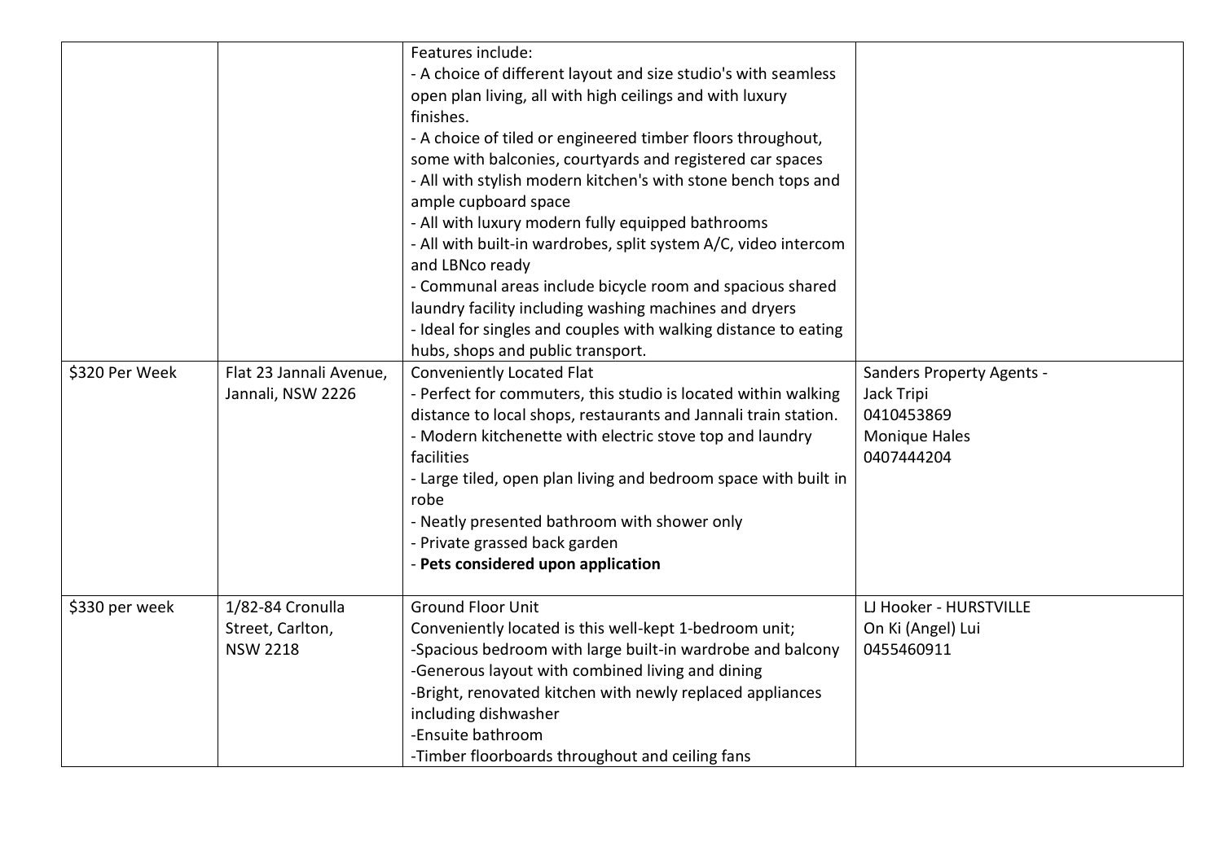| | | | |
|---|---|---|---|
| | | Features include:<br>- A choice of different layout and size studio's with seamless open plan living, all with high ceilings and with luxury finishes.<br>- A choice of tiled or engineered timber floors throughout, some with balconies, courtyards and registered car spaces<br>- All with stylish modern kitchen's with stone bench tops and ample cupboard space<br>- All with luxury modern fully equipped bathrooms<br>- All with built-in wardrobes, split system A/C, video intercom and LBNco ready<br>- Communal areas include bicycle room and spacious shared laundry facility including washing machines and dryers<br>- Ideal for singles and couples with walking distance to eating hubs, shops and public transport. | |
| $320 Per Week | Flat 23 Jannali Avenue, Jannali, NSW 2226 | Conveniently Located Flat<br>- Perfect for commuters, this studio is located within walking distance to local shops, restaurants and Jannali train station.<br>- Modern kitchenette with electric stove top and laundry facilities<br>- Large tiled, open plan living and bedroom space with built in robe<br>- Neatly presented bathroom with shower only<br>- Private grassed back garden<br>- **Pets considered upon application** | Sanders Property Agents -<br>Jack Tripi<br>0410453869<br>Monique Hales<br>0407444204 |
| $330 per week | 1/82-84 Cronulla Street, Carlton, NSW 2218 | Ground Floor Unit<br>Conveniently located is this well-kept 1-bedroom unit;<br>-Spacious bedroom with large built-in wardrobe and balcony<br>-Generous layout with combined living and dining<br>-Bright, renovated kitchen with newly replaced appliances including dishwasher<br>-Ensuite bathroom<br>-Timber floorboards throughout and ceiling fans | LJ Hooker - HURSTVILLE<br>On Ki (Angel) Lui<br>0455460911 |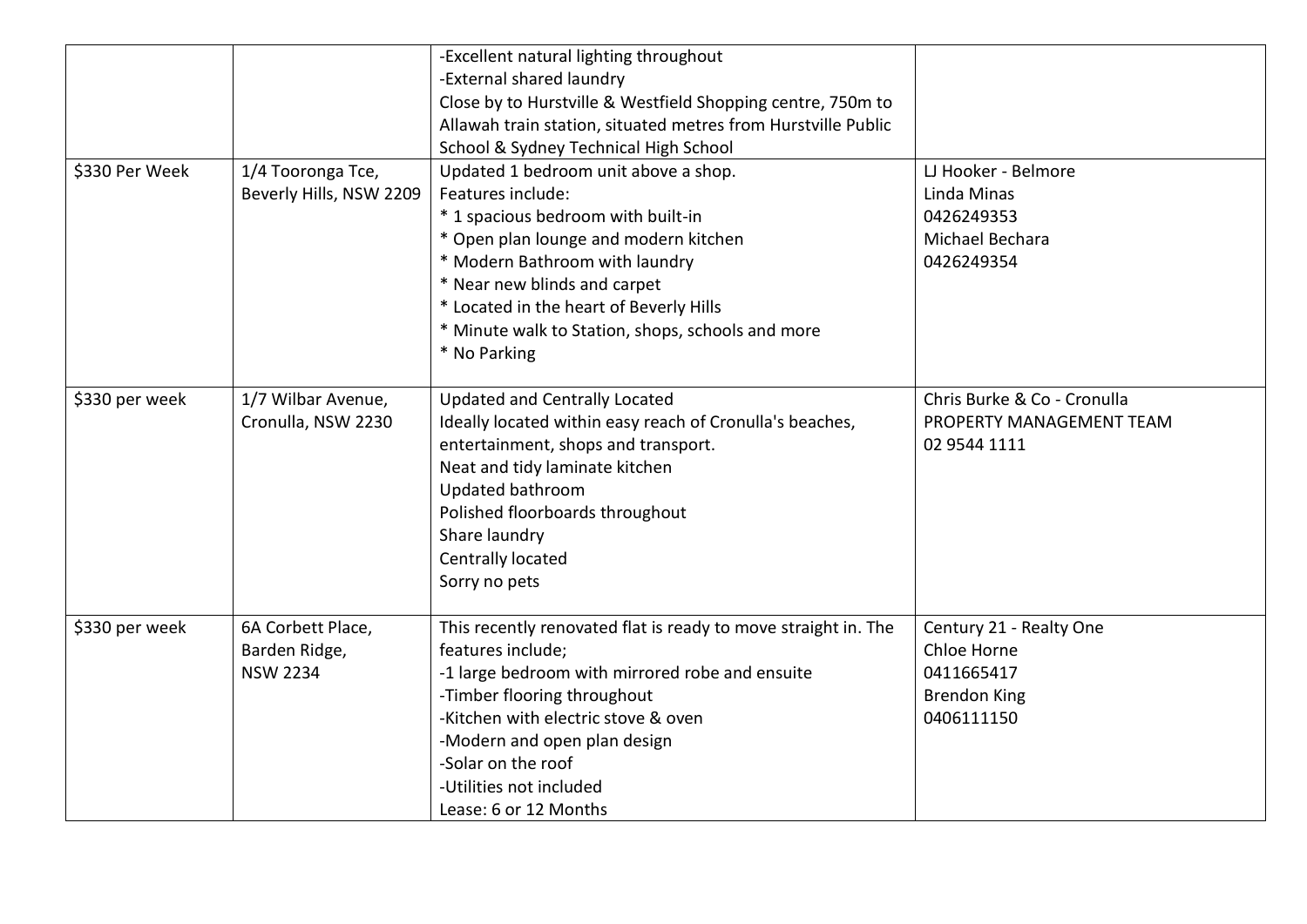|  |  |  |  |
|---|---|---|---|
|  |  | -Excellent natural lighting throughout<br>-External shared laundry<br>Close by to Hurstville & Westfield Shopping centre, 750m to Allawah train station, situated metres from Hurstville Public School & Sydney Technical High School |  |
| $330 Per Week | 1/4 Tooronga Tce, Beverly Hills, NSW 2209 | Updated 1 bedroom unit above a shop.<br>Features include:<br>* 1 spacious bedroom with built-in<br>* Open plan lounge and modern kitchen<br>* Modern Bathroom with laundry<br>* Near new blinds and carpet<br>* Located in the heart of Beverly Hills<br>* Minute walk to Station, shops, schools and more<br>* No Parking | LJ Hooker - Belmore<br>Linda Minas<br>0426249353<br>Michael Bechara<br>0426249354 |
| $330 per week | 1/7 Wilbar Avenue, Cronulla, NSW 2230 | Updated and Centrally Located<br>Ideally located within easy reach of Cronulla's beaches, entertainment, shops and transport.<br>Neat and tidy laminate kitchen<br>Updated bathroom<br>Polished floorboards throughout<br>Share laundry<br>Centrally located<br>Sorry no pets | Chris Burke & Co - Cronulla<br>PROPERTY MANAGEMENT TEAM<br>02 9544 1111 |
| $330 per week | 6A Corbett Place, Barden Ridge, NSW 2234 | This recently renovated flat is ready to move straight in. The features include;<br>-1 large bedroom with mirrored robe and ensuite<br>-Timber flooring throughout<br>-Kitchen with electric stove & oven<br>-Modern and open plan design<br>-Solar on the roof<br>-Utilities not included<br>Lease: 6 or 12 Months | Century 21 - Realty One<br>Chloe Horne<br>0411665417<br>Brendon King<br>0406111150 |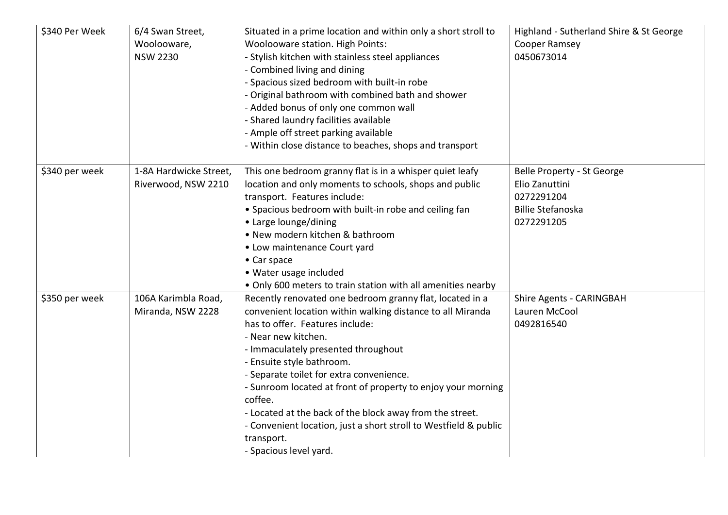| \$340 Per Week | 6/4 Swan Street,<br>Woolooware,<br>NSW 2230 | Situated in a prime location and within only a short stroll to Woolooware station. High Points:<br>- Stylish kitchen with stainless steel appliances<br>- Combined living and dining<br>- Spacious sized bedroom with built-in robe<br>- Original bathroom with combined bath and shower<br>- Added bonus of only one common wall<br>- Shared laundry facilities available<br>- Ample off street parking available<br>- Within close distance to beaches, shops and transport | Highland - Sutherland Shire & St George<br>Cooper Ramsey<br>0450673014 |
|---|---|---|---|
| \$340 per week | 1-8A Hardwicke Street,<br>Riverwood, NSW 2210 | This one bedroom granny flat is in a whisper quiet leafy location and only moments to schools, shops and public transport. Features include:<br>• Spacious bedroom with built-in robe and ceiling fan<br>• Large lounge/dining<br>• New modern kitchen & bathroom<br>• Low maintenance Court yard<br>• Car space<br>• Water usage included<br>• Only 600 meters to train station with all amenities nearby | Belle Property - St George<br>Elio Zanuttini<br>0272291204<br>Billie Stefanoska<br>0272291205 |
| \$350 per week | 106A Karimbla Road,<br>Miranda, NSW 2228 | Recently renovated one bedroom granny flat, located in a convenient location within walking distance to all Miranda has to offer. Features include:<br>- Near new kitchen.<br>- Immaculately presented throughout<br>- Ensuite style bathroom.<br>- Separate toilet for extra convenience.<br>- Sunroom located at front of property to enjoy your morning coffee.<br>- Located at the back of the block away from the street.<br>- Convenient location, just a short stroll to Westfield & public transport.<br>- Spacious level yard. | Shire Agents - CARINGBAH<br>Lauren McCool<br>0492816540 |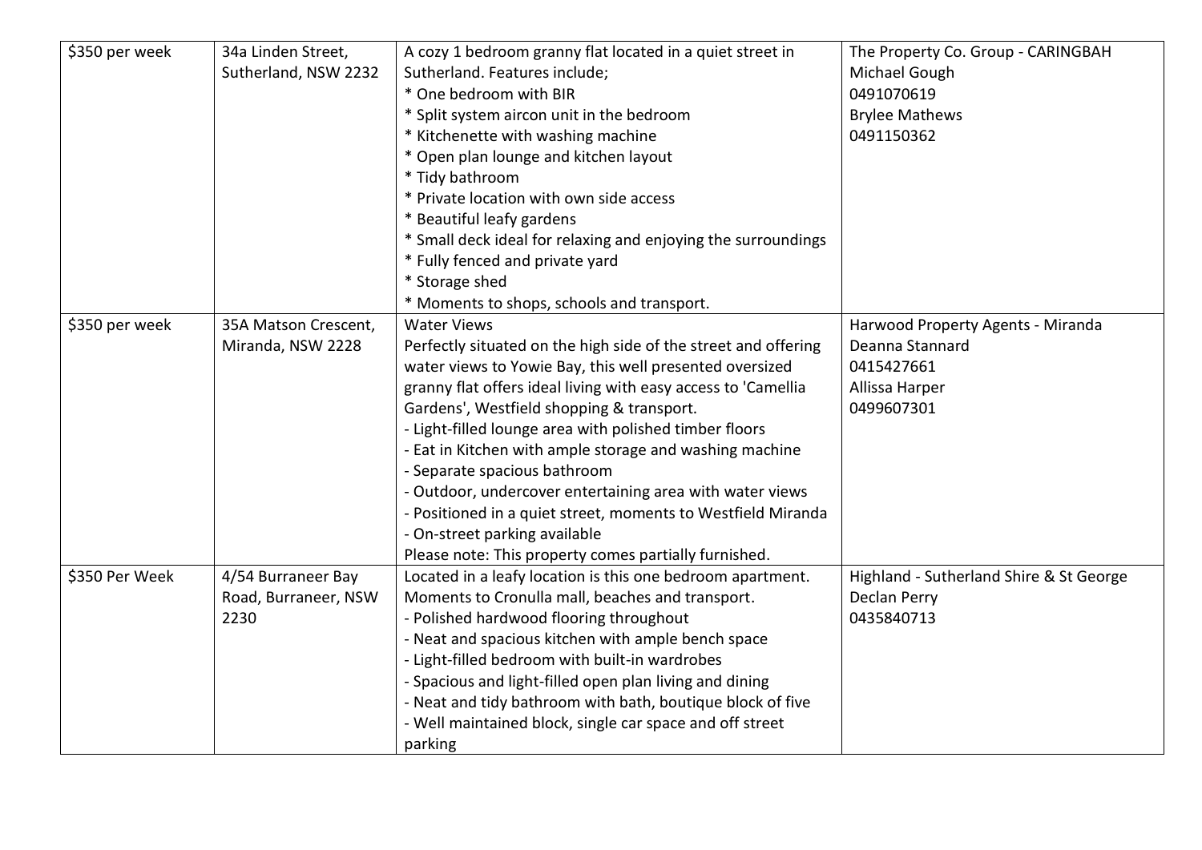| | | | |
|---|---|---|---|
| $350 per week | 34a Linden Street, Sutherland, NSW 2232 | A cozy 1 bedroom granny flat located in a quiet street in Sutherland. Features include;<br>* One bedroom with BIR<br>* Split system aircon unit in the bedroom<br>* Kitchenette with washing machine<br>* Open plan lounge and kitchen layout<br>* Tidy bathroom<br>* Private location with own side access<br>* Beautiful leafy gardens<br>* Small deck ideal for relaxing and enjoying the surroundings<br>* Fully fenced and private yard<br>* Storage shed<br>* Moments to shops, schools and transport. | The Property Co. Group - CARINGBAH<br>Michael Gough<br>0491070619<br>Brylee Mathews<br>0491150362 |
| $350 per week | 35A Matson Crescent, Miranda, NSW 2228 | Water Views<br>Perfectly situated on the high side of the street and offering water views to Yowie Bay, this well presented oversized granny flat offers ideal living with easy access to 'Camellia Gardens', Westfield shopping & transport.<br>- Light-filled lounge area with polished timber floors<br>- Eat in Kitchen with ample storage and washing machine<br>- Separate spacious bathroom<br>- Outdoor, undercover entertaining area with water views<br>- Positioned in a quiet street, moments to Westfield Miranda<br>- On-street parking available<br>Please note: This property comes partially furnished. | Harwood Property Agents - Miranda<br>Deanna Stannard<br>0415427661<br>Allissa Harper<br>0499607301 |
| $350 Per Week | 4/54 Burraneer Bay Road, Burraneer, NSW 2230 | Located in a leafy location is this one bedroom apartment. Moments to Cronulla mall, beaches and transport.<br>- Polished hardwood flooring throughout<br>- Neat and spacious kitchen with ample bench space<br>- Light-filled bedroom with built-in wardrobes<br>- Spacious and light-filled open plan living and dining<br>- Neat and tidy bathroom with bath, boutique block of five<br>- Well maintained block, single car space and off street parking | Highland - Sutherland Shire & St George<br>Declan Perry<br>0435840713 |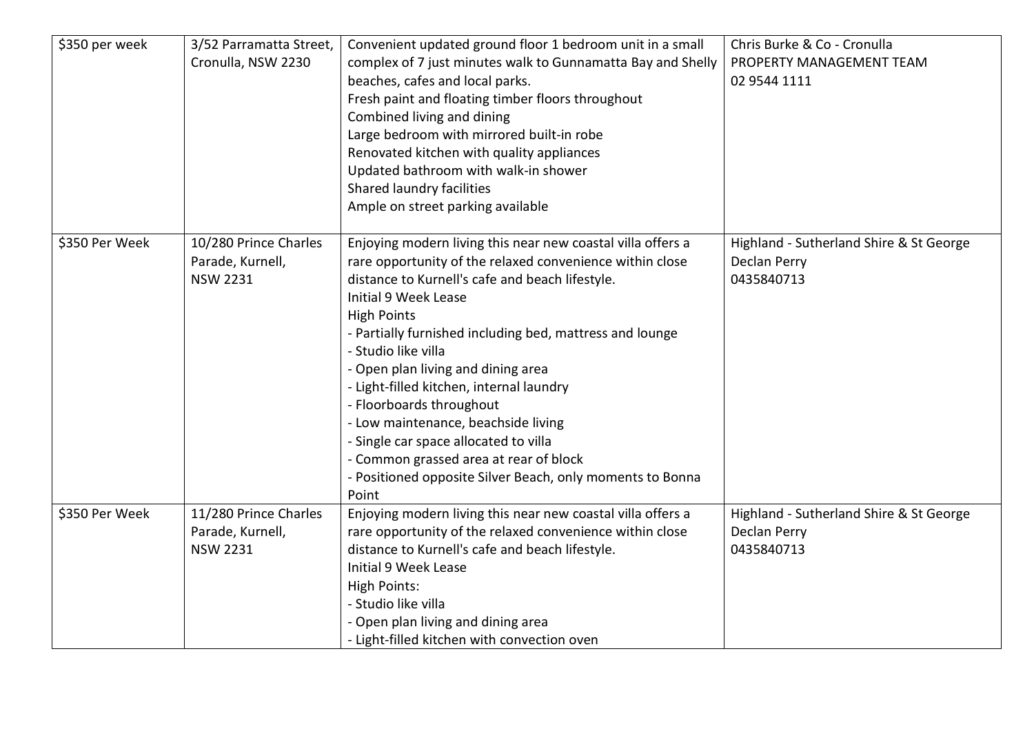| | | | |
|---|---|---|---|
| $350 per week | 3/52 Parramatta Street, Cronulla, NSW 2230 | Convenient updated ground floor 1 bedroom unit in a small complex of 7 just minutes walk to Gunnamatta Bay and Shelly beaches, cafes and local parks.<br>Fresh paint and floating timber floors throughout<br>Combined living and dining<br>Large bedroom with mirrored built-in robe<br>Renovated kitchen with quality appliances<br>Updated bathroom with walk-in shower<br>Shared laundry facilities<br>Ample on street parking available | Chris Burke & Co - Cronulla<br>PROPERTY MANAGEMENT TEAM<br>02 9544 1111 |
| $350 Per Week | 10/280 Prince Charles Parade, Kurnell, NSW 2231 | Enjoying modern living this near new coastal villa offers a rare opportunity of the relaxed convenience within close distance to Kurnell's cafe and beach lifestyle.<br>Initial 9 Week Lease<br>High Points<br>- Partially furnished including bed, mattress and lounge<br>- Studio like villa<br>- Open plan living and dining area<br>- Light-filled kitchen, internal laundry<br>- Floorboards throughout<br>- Low maintenance, beachside living<br>- Single car space allocated to villa<br>- Common grassed area at rear of block<br>- Positioned opposite Silver Beach, only moments to Bonna Point | Highland - Sutherland Shire & St George<br>Declan Perry<br>0435840713 |
| $350 Per Week | 11/280 Prince Charles Parade, Kurnell, NSW 2231 | Enjoying modern living this near new coastal villa offers a rare opportunity of the relaxed convenience within close distance to Kurnell's cafe and beach lifestyle.<br>Initial 9 Week Lease<br>High Points:<br>- Studio like villa<br>- Open plan living and dining area<br>- Light-filled kitchen with convection oven | Highland - Sutherland Shire & St George<br>Declan Perry<br>0435840713 |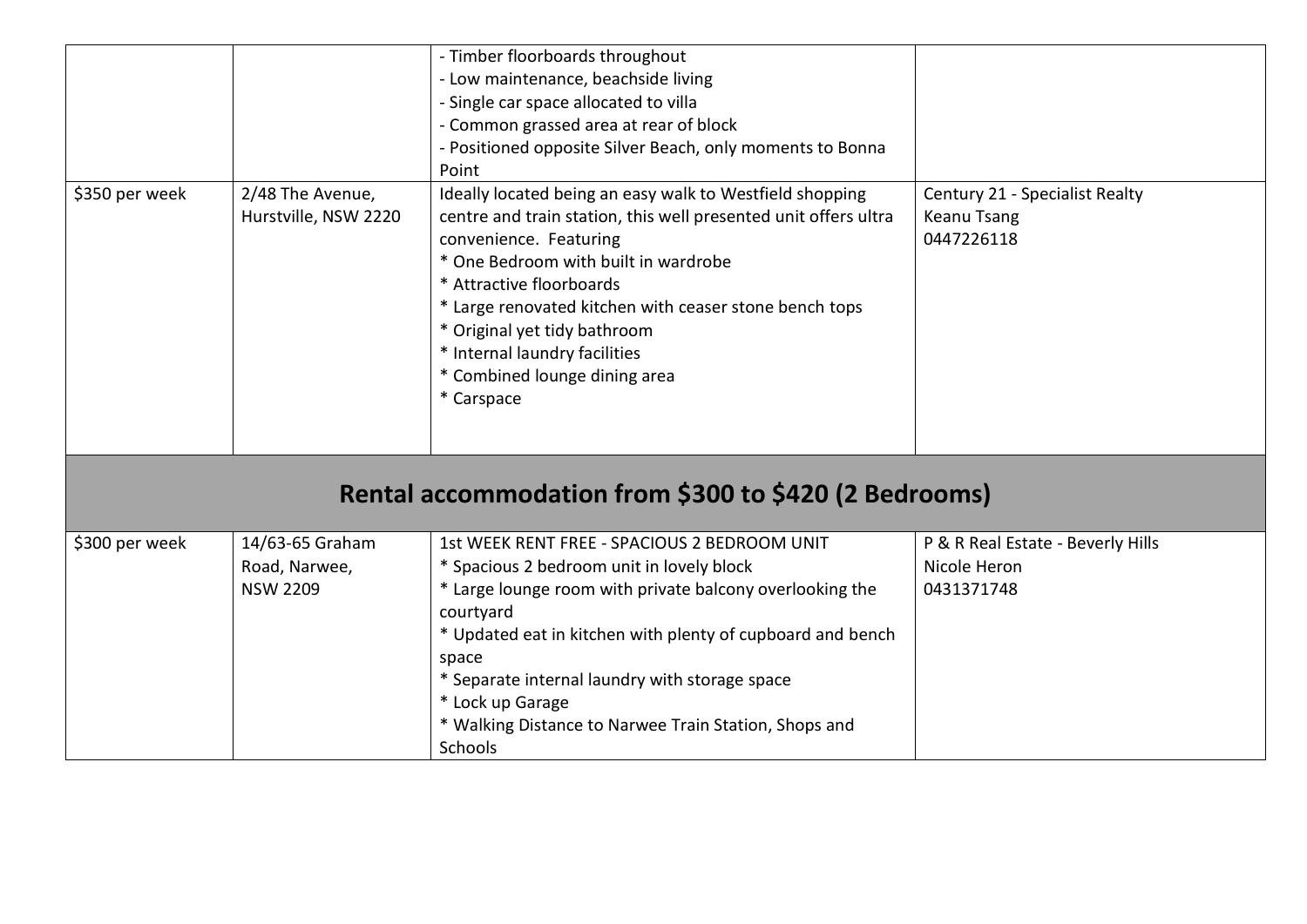| | | - Timber floorboards throughout<br>- Low maintenance, beachside living<br>- Single car space allocated to villa<br>- Common grassed area at rear of block<br>- Positioned opposite Silver Beach, only moments to Bonna Point | |
|---|---|---|---|
| $350 per week | 2/48 The Avenue, Hurstville, NSW 2220 | Ideally located being an easy walk to Westfield shopping centre and train station, this well presented unit offers ultra convenience. Featuring<br>* One Bedroom with built in wardrobe<br>* Attractive floorboards<br>* Large renovated kitchen with ceaser stone bench tops<br>* Original yet tidy bathroom<br>* Internal laundry facilities<br>* Combined lounge dining area<br>* Carspace | Century 21 - Specialist Realty<br>Keanu Tsang<br>0447226118 |

## Rental accommodation from $300 to $420 (2 Bedrooms)

| | | | |
|---|---|---|---|
| $300 per week | 14/63-65 Graham Road, Narwee, NSW 2209 | 1st WEEK RENT FREE - SPACIOUS 2 BEDROOM UNIT<br>* Spacious 2 bedroom unit in lovely block<br>* Large lounge room with private balcony overlooking the courtyard<br>* Updated eat in kitchen with plenty of cupboard and bench space<br>* Separate internal laundry with storage space<br>* Lock up Garage<br>* Walking Distance to Narwee Train Station, Shops and Schools | P & R Real Estate - Beverly Hills<br>Nicole Heron<br>0431371748 |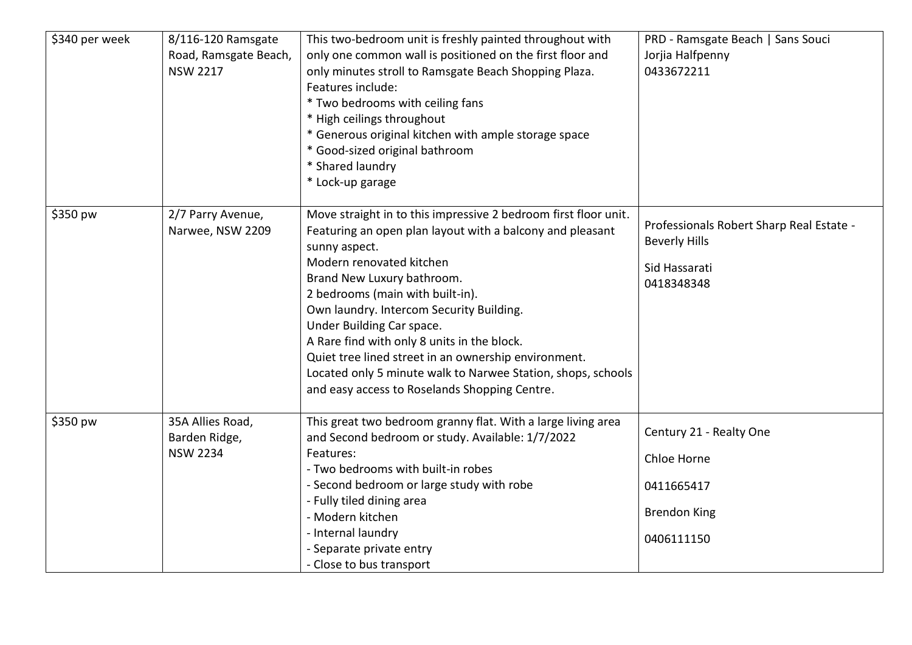| \$340 per week | 8/116-120 Ramsgate Road, Ramsgate Beach, NSW 2217 | This two-bedroom unit is freshly painted throughout with only one common wall is positioned on the first floor and only minutes stroll to Ramsgate Beach Shopping Plaza.<br>Features include:<br>* Two bedrooms with ceiling fans<br>* High ceilings throughout<br>* Generous original kitchen with ample storage space<br>* Good-sized original bathroom<br>* Shared laundry<br>* Lock-up garage | PRD - Ramsgate Beach \| Sans Souci<br>Jorjia Halfpenny<br>0433672211 |
|---|---|---|---|
| \$350 pw | 2/7 Parry Avenue, Narwee, NSW 2209 | Move straight in to this impressive 2 bedroom first floor unit. Featuring an open plan layout with a balcony and pleasant sunny aspect.<br>Modern renovated kitchen<br>Brand New Luxury bathroom.<br>2 bedrooms (main with built-in).<br>Own laundry. Intercom Security Building.<br>Under Building Car space.<br>A Rare find with only 8 units in the block.<br>Quiet tree lined street in an ownership environment.<br>Located only 5 minute walk to Narwee Station, shops, schools and easy access to Roselands Shopping Centre. | Professionals Robert Sharp Real Estate - Beverly Hills<br>Sid Hassarati<br>0418348348 |
| \$350 pw | 35A Allies Road, Barden Ridge, NSW 2234 | This great two bedroom granny flat. With a large living area and Second bedroom or study. Available: 1/7/2022<br>Features:<br>- Two bedrooms with built-in robes<br>- Second bedroom or large study with robe<br>- Fully tiled dining area<br>- Modern kitchen<br>- Internal laundry<br>- Separate private entry<br>- Close to bus transport | Century 21 - Realty One<br>Chloe Horne<br>0411665417<br>Brendon King<br>0406111150 |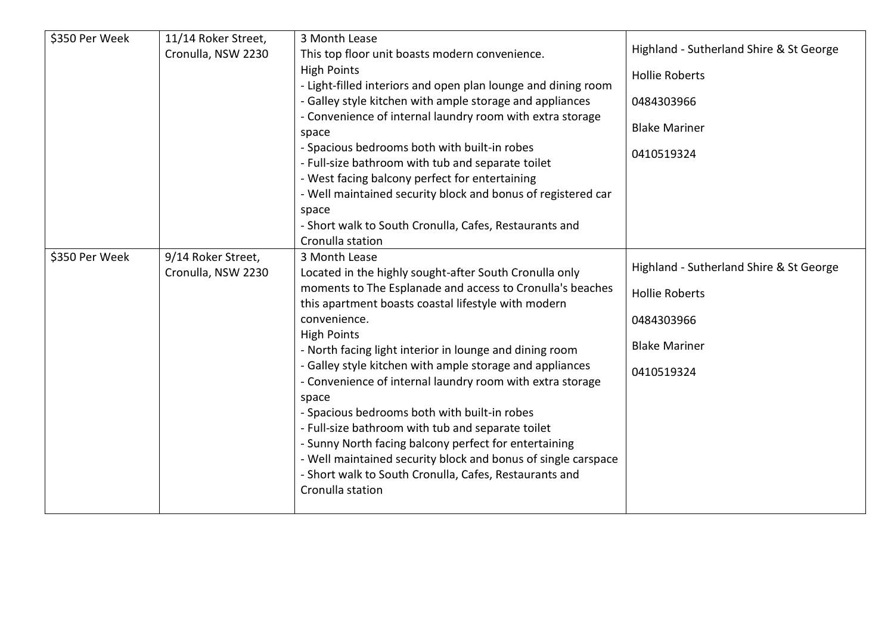| | | | |
|---|---|---|---|
| $350 Per Week | 11/14 Roker Street, Cronulla, NSW 2230 | 3 Month Lease<br>This top floor unit boasts modern convenience.<br>High Points<br>- Light-filled interiors and open plan lounge and dining room<br>- Galley style kitchen with ample storage and appliances<br>- Convenience of internal laundry room with extra storage space<br>- Spacious bedrooms both with built-in robes<br>- Full-size bathroom with tub and separate toilet<br>- West facing balcony perfect for entertaining<br>- Well maintained security block and bonus of registered car space<br>- Short walk to South Cronulla, Cafes, Restaurants and Cronulla station | Highland - Sutherland Shire & St George<br>Hollie Roberts<br>0484303966<br>Blake Mariner<br>0410519324 |
| $350 Per Week | 9/14 Roker Street, Cronulla, NSW 2230 | 3 Month Lease<br>Located in the highly sought-after South Cronulla only moments to The Esplanade and access to Cronulla's beaches this apartment boasts coastal lifestyle with modern convenience.<br>High Points<br>- North facing light interior in lounge and dining room<br>- Galley style kitchen with ample storage and appliances<br>- Convenience of internal laundry room with extra storage space<br>- Spacious bedrooms both with built-in robes<br>- Full-size bathroom with tub and separate toilet<br>- Sunny North facing balcony perfect for entertaining<br>- Well maintained security block and bonus of single carspace<br>- Short walk to South Cronulla, Cafes, Restaurants and Cronulla station | Highland - Sutherland Shire & St George<br>Hollie Roberts<br>0484303966<br>Blake Mariner<br>0410519324 |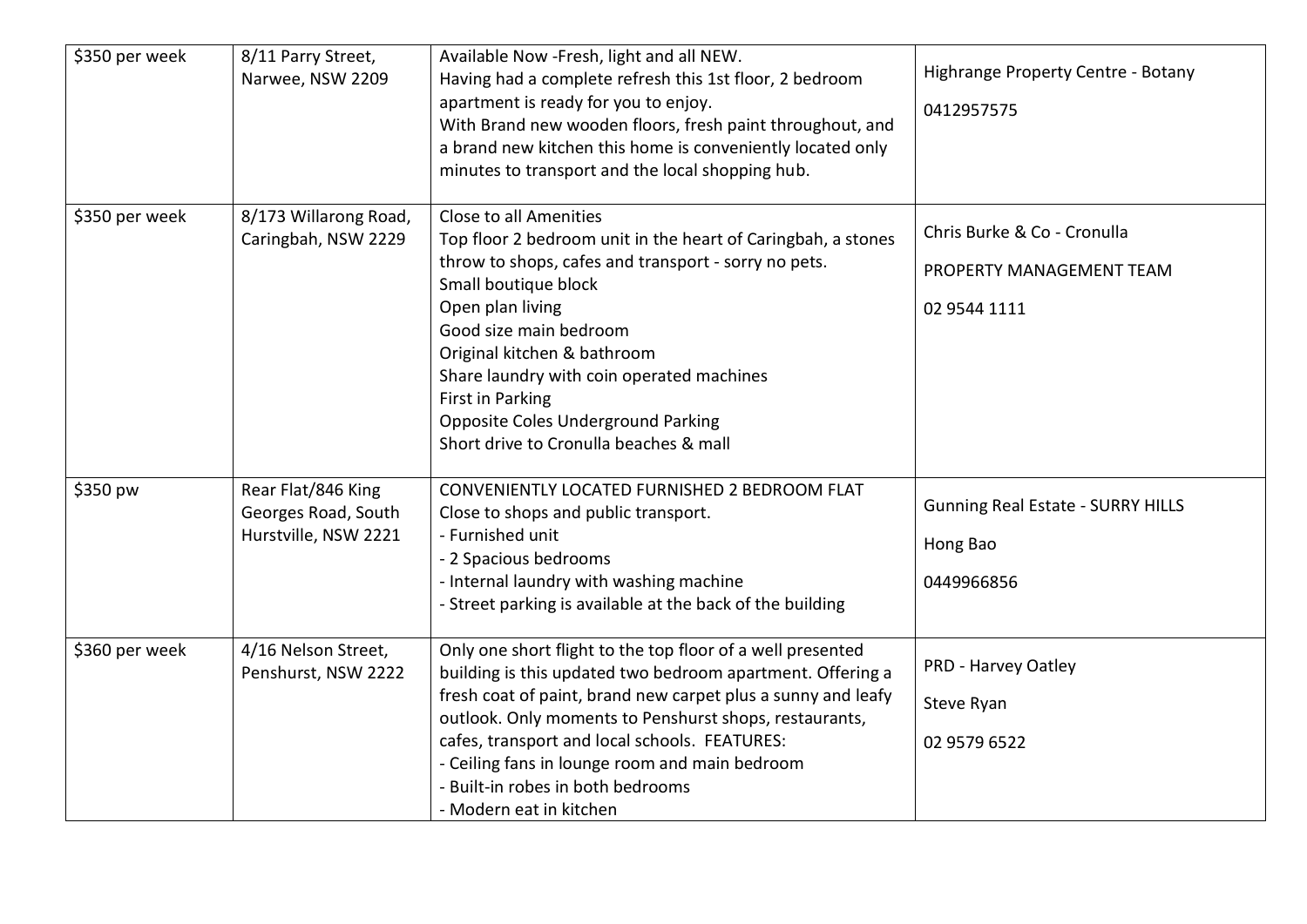| | | | |
|---|---|---|---|
| $350 per week | 8/11 Parry Street, Narwee, NSW 2209 | Available Now -Fresh, light and all NEW.<br>Having had a complete refresh this 1st floor, 2 bedroom apartment is ready for you to enjoy.<br>With Brand new wooden floors, fresh paint throughout, and a brand new kitchen this home is conveniently located only minutes to transport and the local shopping hub. | Highrange Property Centre - Botany<br><br>0412957575 |
| $350 per week | 8/173 Willarong Road, Caringbah, NSW 2229 | Close to all Amenities<br>Top floor 2 bedroom unit in the heart of Caringbah, a stones throw to shops, cafes and transport - sorry no pets.<br>Small boutique block<br>Open plan living<br>Good size main bedroom<br>Original kitchen & bathroom<br>Share laundry with coin operated machines<br>First in Parking<br>Opposite Coles Underground Parking<br>Short drive to Cronulla beaches & mall | Chris Burke & Co - Cronulla<br><br>PROPERTY MANAGEMENT TEAM<br><br>02 9544 1111 |
| $350 pw | Rear Flat/846 King Georges Road, South Hurstville, NSW 2221 | CONVENIENTLY LOCATED FURNISHED 2 BEDROOM FLAT<br>Close to shops and public transport.<br>- Furnished unit<br>- 2 Spacious bedrooms<br>- Internal laundry with washing machine<br>- Street parking is available at the back of the building | Gunning Real Estate - SURRY HILLS<br><br>Hong Bao<br><br>0449966856 |
| $360 per week | 4/16 Nelson Street, Penshurst, NSW 2222 | Only one short flight to the top floor of a well presented building is this updated two bedroom apartment. Offering a fresh coat of paint, brand new carpet plus a sunny and leafy outlook. Only moments to Penshurst shops, restaurants, cafes, transport and local schools. FEATURES:<br>- Ceiling fans in lounge room and main bedroom<br>- Built-in robes in both bedrooms<br>- Modern eat in kitchen | PRD - Harvey Oatley<br><br>Steve Ryan<br><br>02 9579 6522 |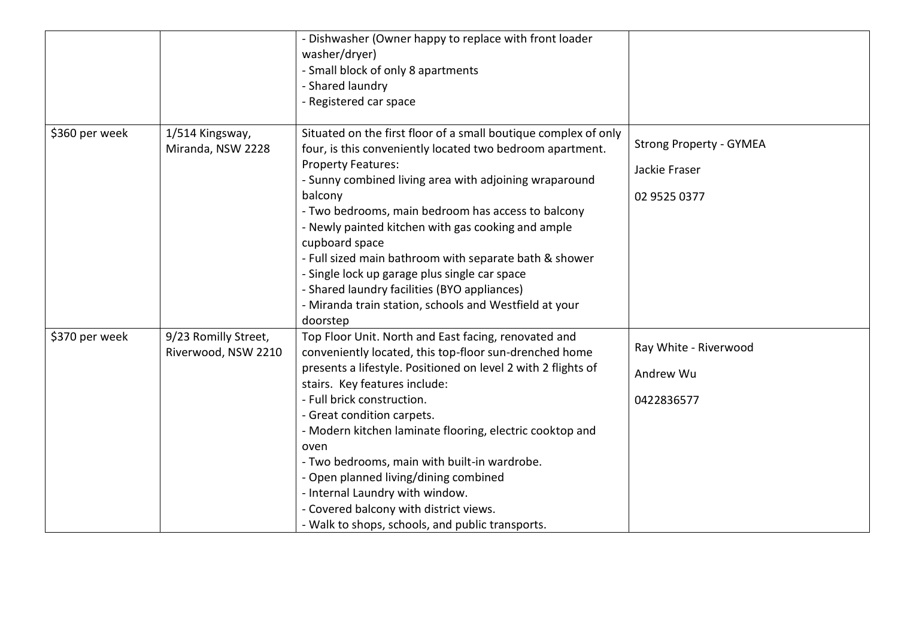| | | | |
|---|---|---|---|
| | | - Dishwasher (Owner happy to replace with front loader washer/dryer)<br>- Small block of only 8 apartments<br>- Shared laundry<br>- Registered car space | |
| $360 per week | 1/514 Kingsway, Miranda, NSW 2228 | Situated on the first floor of a small boutique complex of only four, is this conveniently located two bedroom apartment.<br>Property Features:<br>- Sunny combined living area with adjoining wraparound balcony<br>- Two bedrooms, main bedroom has access to balcony<br>- Newly painted kitchen with gas cooking and ample cupboard space<br>- Full sized main bathroom with separate bath & shower<br>- Single lock up garage plus single car space<br>- Shared laundry facilities (BYO appliances)<br>- Miranda train station, schools and Westfield at your doorstep | Strong Property - GYMEA<br><br>Jackie Fraser<br><br>02 9525 0377 |
| $370 per week | 9/23 Romilly Street, Riverwood, NSW 2210 | Top Floor Unit. North and East facing, renovated and conveniently located, this top-floor sun-drenched home presents a lifestyle. Positioned on level 2 with 2 flights of stairs. Key features include:<br>- Full brick construction.<br>- Great condition carpets.<br>- Modern kitchen laminate flooring, electric cooktop and oven<br>- Two bedrooms, main with built-in wardrobe.<br>- Open planned living/dining combined<br>- Internal Laundry with window.<br>- Covered balcony with district views.<br>- Walk to shops, schools, and public transports. | Ray White - Riverwood<br><br>Andrew Wu<br><br>0422836577 |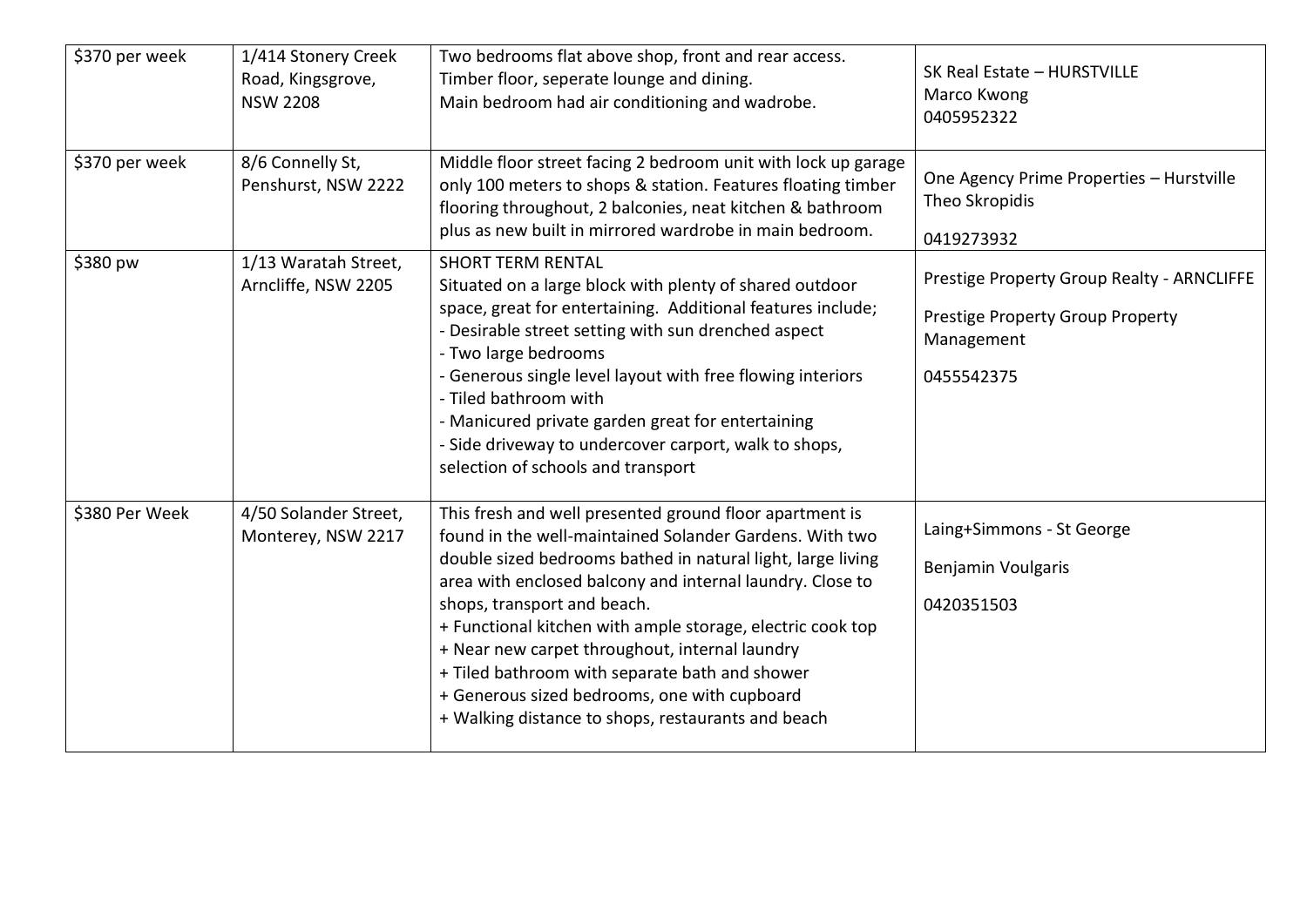| | | | |
|---|---|---|---|
| $370 per week | 1/414 Stonery Creek Road, Kingsgrove, NSW 2208 | Two bedrooms flat above shop, front and rear access.<br>Timber floor, seperate lounge and dining.<br>Main bedroom had air conditioning and wadrobe. | SK Real Estate – HURSTVILLE<br>Marco Kwong<br>0405952322 |
| $370 per week | 8/6 Connelly St, Penshurst, NSW 2222 | Middle floor street facing 2 bedroom unit with lock up garage only 100 meters to shops & station. Features floating timber flooring throughout, 2 balconies, neat kitchen & bathroom plus as new built in mirrored wardrobe in main bedroom. | One Agency Prime Properties – Hurstville<br>Theo Skropidis<br>0419273932 |
| $380 pw | 1/13 Waratah Street, Arncliffe, NSW 2205 | SHORT TERM RENTAL<br>Situated on a large block with plenty of shared outdoor space, great for entertaining. Additional features include;<br>- Desirable street setting with sun drenched aspect<br>- Two large bedrooms<br>- Generous single level layout with free flowing interiors<br>- Tiled bathroom with<br>- Manicured private garden great for entertaining<br>- Side driveway to undercover carport, walk to shops, selection of schools and transport | Prestige Property Group Realty - ARNCLIFFE<br>Prestige Property Group Property Management<br>0455542375 |
| $380 Per Week | 4/50 Solander Street, Monterey, NSW 2217 | This fresh and well presented ground floor apartment is found in the well-maintained Solander Gardens. With two double sized bedrooms bathed in natural light, large living area with enclosed balcony and internal laundry. Close to shops, transport and beach.<br>+ Functional kitchen with ample storage, electric cook top<br>+ Near new carpet throughout, internal laundry<br>+ Tiled bathroom with separate bath and shower<br>+ Generous sized bedrooms, one with cupboard<br>+ Walking distance to shops, restaurants and beach | Laing+Simmons - St George<br>Benjamin Voulgaris<br>0420351503 |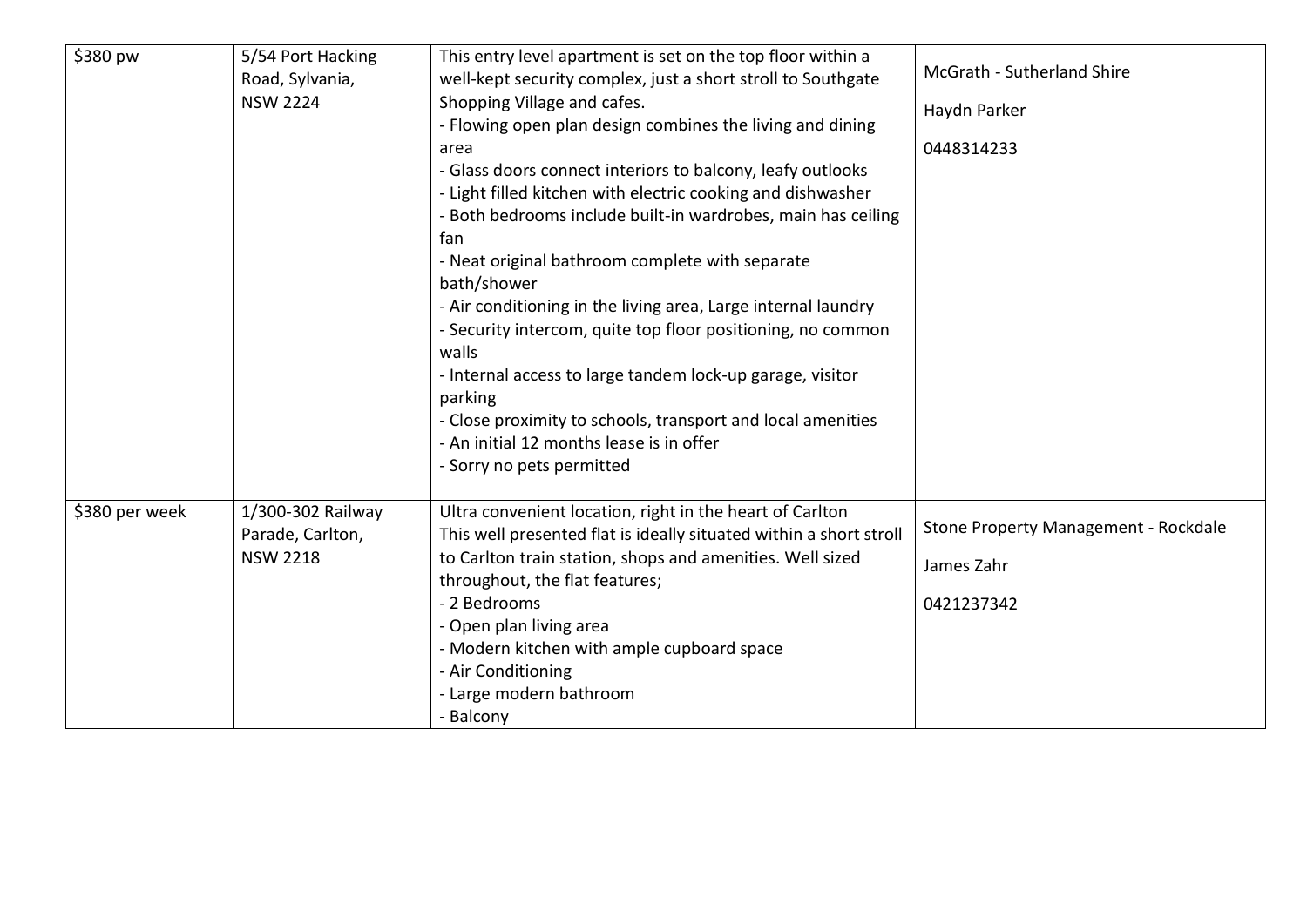| $380 pw | 5/54 Port Hacking Road, Sylvania, NSW 2224 | This entry level apartment is set on the top floor within a well-kept security complex, just a short stroll to Southgate Shopping Village and cafes.<br>- Flowing open plan design combines the living and dining area<br>- Glass doors connect interiors to balcony, leafy outlooks<br>- Light filled kitchen with electric cooking and dishwasher<br>- Both bedrooms include built-in wardrobes, main has ceiling fan<br>- Neat original bathroom complete with separate bath/shower<br>- Air conditioning in the living area, Large internal laundry<br>- Security intercom, quite top floor positioning, no common walls<br>- Internal access to large tandem lock-up garage, visitor parking<br>- Close proximity to schools, transport and local amenities<br>- An initial 12 months lease is in offer<br>- Sorry no pets permitted | McGrath - Sutherland Shire<br><br>Haydn Parker<br><br>0448314233 |
|---|---|---|---|
| $380 per week | 1/300-302 Railway Parade, Carlton, NSW 2218 | Ultra convenient location, right in the heart of Carlton<br>This well presented flat is ideally situated within a short stroll to Carlton train station, shops and amenities. Well sized throughout, the flat features;<br>- 2 Bedrooms<br>- Open plan living area<br>- Modern kitchen with ample cupboard space<br>- Air Conditioning<br>- Large modern bathroom<br>- Balcony | Stone Property Management - Rockdale<br><br>James Zahr<br><br>0421237342 |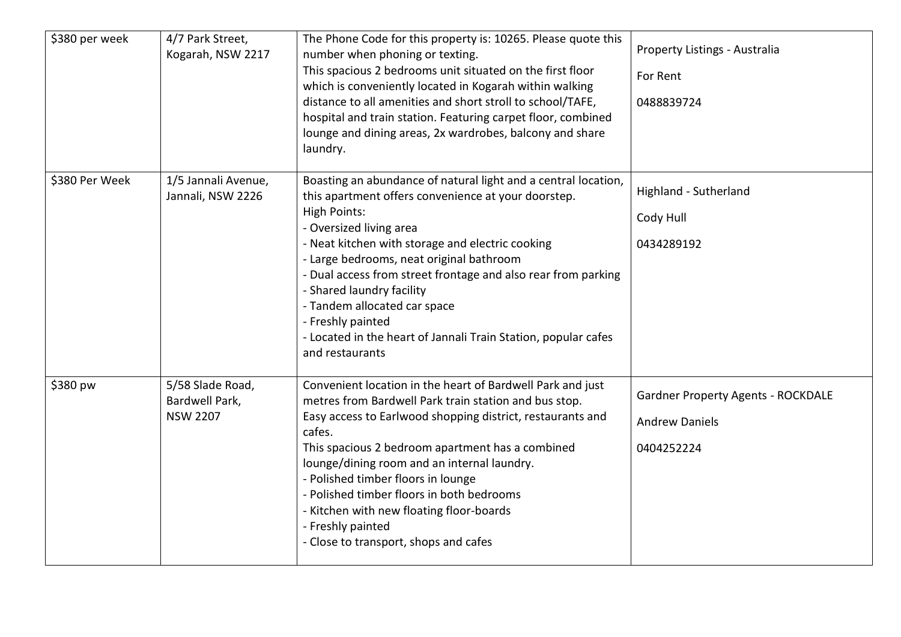| | | | |
|---|---|---|---|
| $380 per week | 4/7 Park Street, Kogarah, NSW 2217 | The Phone Code for this property is: 10265. Please quote this number when phoning or texting.<br>This spacious 2 bedrooms unit situated on the first floor which is conveniently located in Kogarah within walking distance to all amenities and short stroll to school/TAFE, hospital and train station. Featuring carpet floor, combined lounge and dining areas, 2x wardrobes, balcony and share laundry. | Property Listings - Australia<br><br>For Rent<br><br>0488839724 |
| $380 Per Week | 1/5 Jannali Avenue, Jannali, NSW 2226 | Boasting an abundance of natural light and a central location, this apartment offers convenience at your doorstep.<br>High Points:<br>- Oversized living area<br>- Neat kitchen with storage and electric cooking<br>- Large bedrooms, neat original bathroom<br>- Dual access from street frontage and also rear from parking<br>- Shared laundry facility<br>- Tandem allocated car space<br>- Freshly painted<br>- Located in the heart of Jannali Train Station, popular cafes and restaurants | Highland - Sutherland<br><br>Cody Hull<br><br>0434289192 |
| $380 pw | 5/58 Slade Road, Bardwell Park, NSW 2207 | Convenient location in the heart of Bardwell Park and just metres from Bardwell Park train station and bus stop.<br>Easy access to Earlwood shopping district, restaurants and cafes.<br>This spacious 2 bedroom apartment has a combined lounge/dining room and an internal laundry.<br>- Polished timber floors in lounge<br>- Polished timber floors in both bedrooms<br>- Kitchen with new floating floor-boards<br>- Freshly painted<br>- Close to transport, shops and cafes | Gardner Property Agents - ROCKDALE<br><br>Andrew Daniels<br><br>0404252224 |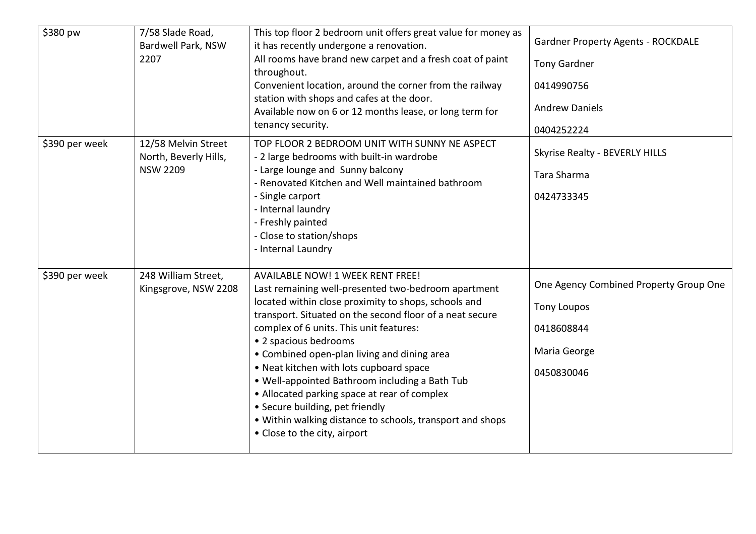| | | | |
|---|---|---|---|
| $380 pw | 7/58 Slade Road, Bardwell Park, NSW 2207 | This top floor 2 bedroom unit offers great value for money as it has recently undergone a renovation.<br>All rooms have brand new carpet and a fresh coat of paint throughout.<br>Convenient location, around the corner from the railway station with shops and cafes at the door.<br>Available now on 6 or 12 months lease, or long term for tenancy security. | Gardner Property Agents - ROCKDALE<br>Tony Gardner<br>0414990756<br>Andrew Daniels<br>0404252224 |
| $390 per week | 12/58 Melvin Street North, Beverly Hills, NSW 2209 | TOP FLOOR 2 BEDROOM UNIT WITH SUNNY NE ASPECT<br>- 2 large bedrooms with built-in wardrobe<br>- Large lounge and Sunny balcony<br>- Renovated Kitchen and Well maintained bathroom<br>- Single carport<br>- Internal laundry<br>- Freshly painted<br>- Close to station/shops<br>- Internal Laundry | Skyrise Realty - BEVERLY HILLS<br>Tara Sharma<br>0424733345 |
| $390 per week | 248 William Street, Kingsgrove, NSW 2208 | AVAILABLE NOW! 1 WEEK RENT FREE!<br>Last remaining well-presented two-bedroom apartment located within close proximity to shops, schools and transport. Situated on the second floor of a neat secure complex of 6 units. This unit features:<br>• 2 spacious bedrooms<br>• Combined open-plan living and dining area<br>• Neat kitchen with lots cupboard space<br>• Well-appointed Bathroom including a Bath Tub<br>• Allocated parking space at rear of complex<br>• Secure building, pet friendly<br>• Within walking distance to schools, transport and shops<br>• Close to the city, airport | One Agency Combined Property Group One<br>Tony Loupos<br>0418608844<br>Maria George<br>0450830046 |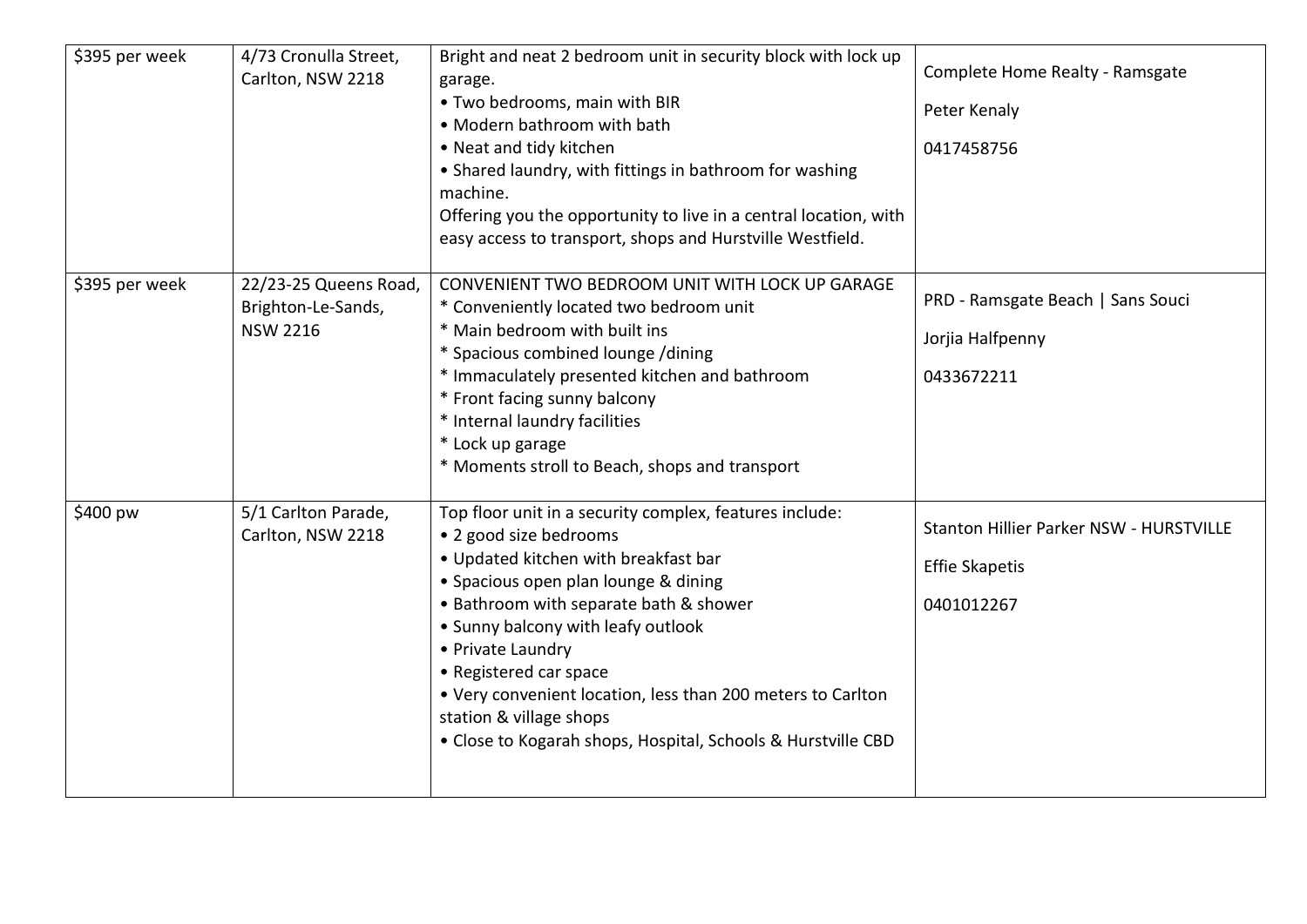| | | | |
|---|---|---|---|
| $395 per week | 4/73 Cronulla Street, Carlton, NSW 2218 | Bright and neat 2 bedroom unit in security block with lock up garage.<br>• Two bedrooms, main with BIR<br>• Modern bathroom with bath<br>• Neat and tidy kitchen<br>• Shared laundry, with fittings in bathroom for washing machine.<br>Offering you the opportunity to live in a central location, with easy access to transport, shops and Hurstville Westfield. | Complete Home Realty - Ramsgate<br>Peter Kenaly<br>0417458756 |
| $395 per week | 22/23-25 Queens Road, Brighton-Le-Sands, NSW 2216 | CONVENIENT TWO BEDROOM UNIT WITH LOCK UP GARAGE<br>* Conveniently located two bedroom unit<br>* Main bedroom with built ins<br>* Spacious combined lounge /dining<br>* Immaculately presented kitchen and bathroom<br>* Front facing sunny balcony<br>* Internal laundry facilities<br>* Lock up garage<br>* Moments stroll to Beach, shops and transport | PRD - Ramsgate Beach \| Sans Souci<br>Jorjia Halfpenny<br>0433672211 |
| $400 pw | 5/1 Carlton Parade, Carlton, NSW 2218 | Top floor unit in a security complex, features include:<br>• 2 good size bedrooms<br>• Updated kitchen with breakfast bar<br>• Spacious open plan lounge & dining<br>• Bathroom with separate bath & shower<br>• Sunny balcony with leafy outlook<br>• Private Laundry<br>• Registered car space<br>• Very convenient location, less than 200 meters to Carlton station & village shops<br>• Close to Kogarah shops, Hospital, Schools & Hurstville CBD | Stanton Hillier Parker NSW - HURSTVILLE<br>Effie Skapetis<br>0401012267 |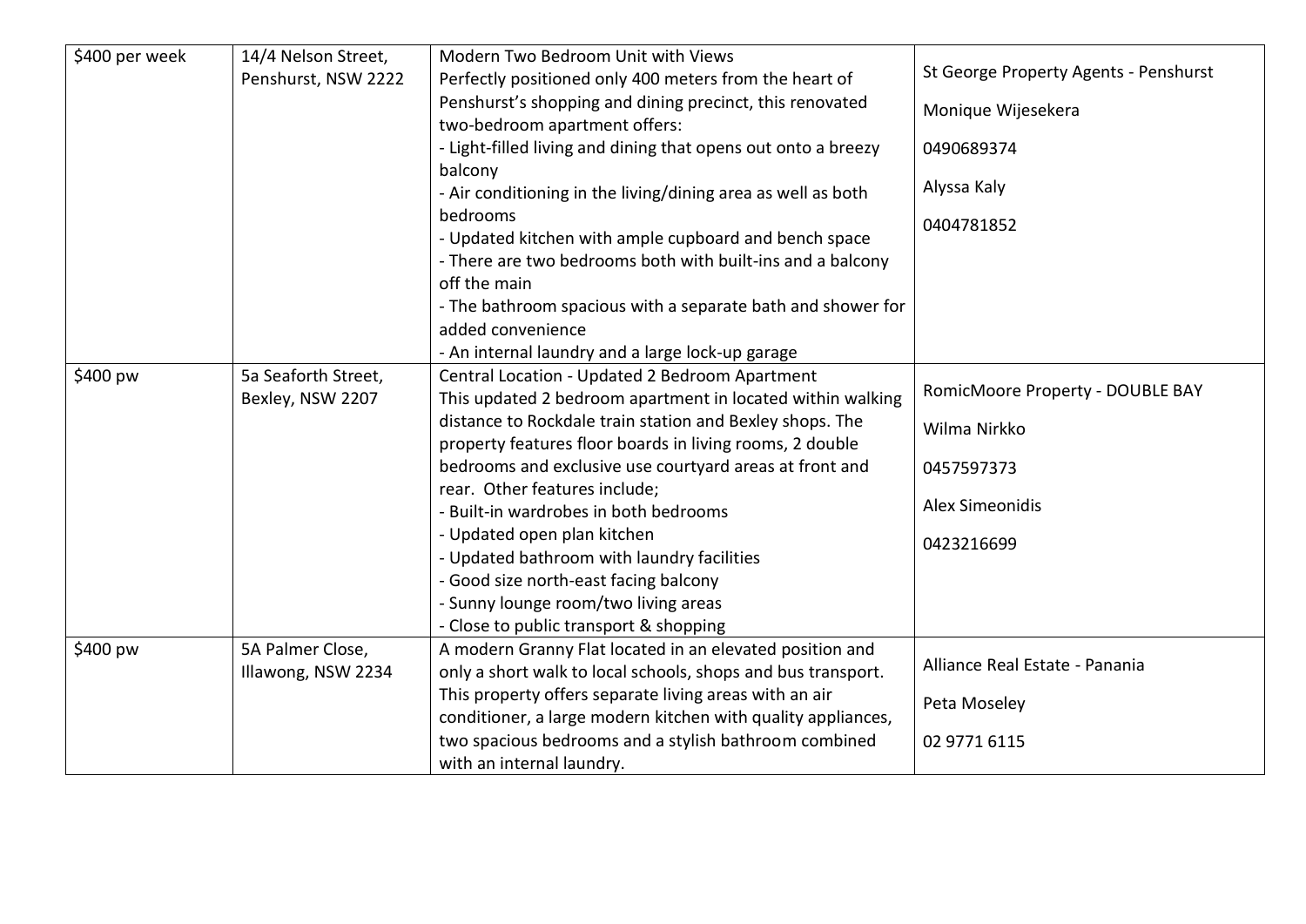| | | | |
|---|---|---|---|
| $400 per week | 14/4 Nelson Street, Penshurst, NSW 2222 | Modern Two Bedroom Unit with Views<br>Perfectly positioned only 400 meters from the heart of Penshurst's shopping and dining precinct, this renovated two-bedroom apartment offers:<br>- Light-filled living and dining that opens out onto a breezy balcony<br>- Air conditioning in the living/dining area as well as both bedrooms<br>- Updated kitchen with ample cupboard and bench space<br>- There are two bedrooms both with built-ins and a balcony off the main<br>- The bathroom spacious with a separate bath and shower for added convenience<br>- An internal laundry and a large lock-up garage | St George Property Agents - Penshurst<br>Monique Wijesekera<br>0490689374<br>Alyssa Kaly<br>0404781852 |
| $400 pw | 5a Seaforth Street, Bexley, NSW 2207 | Central Location - Updated 2 Bedroom Apartment<br>This updated 2 bedroom apartment in located within walking distance to Rockdale train station and Bexley shops. The property features floor boards in living rooms, 2 double bedrooms and exclusive use courtyard areas at front and rear. Other features include;<br>- Built-in wardrobes in both bedrooms<br>- Updated open plan kitchen<br>- Updated bathroom with laundry facilities<br>- Good size north-east facing balcony<br>- Sunny lounge room/two living areas<br>- Close to public transport & shopping | RomicMoore Property - DOUBLE BAY<br>Wilma Nirkko<br>0457597373<br>Alex Simeonidis<br>0423216699 |
| $400 pw | 5A Palmer Close, Illawong, NSW 2234 | A modern Granny Flat located in an elevated position and only a short walk to local schools, shops and bus transport. This property offers separate living areas with an air conditioner, a large modern kitchen with quality appliances, two spacious bedrooms and a stylish bathroom combined with an internal laundry. | Alliance Real Estate - Panania<br>Peta Moseley<br>02 9771 6115 |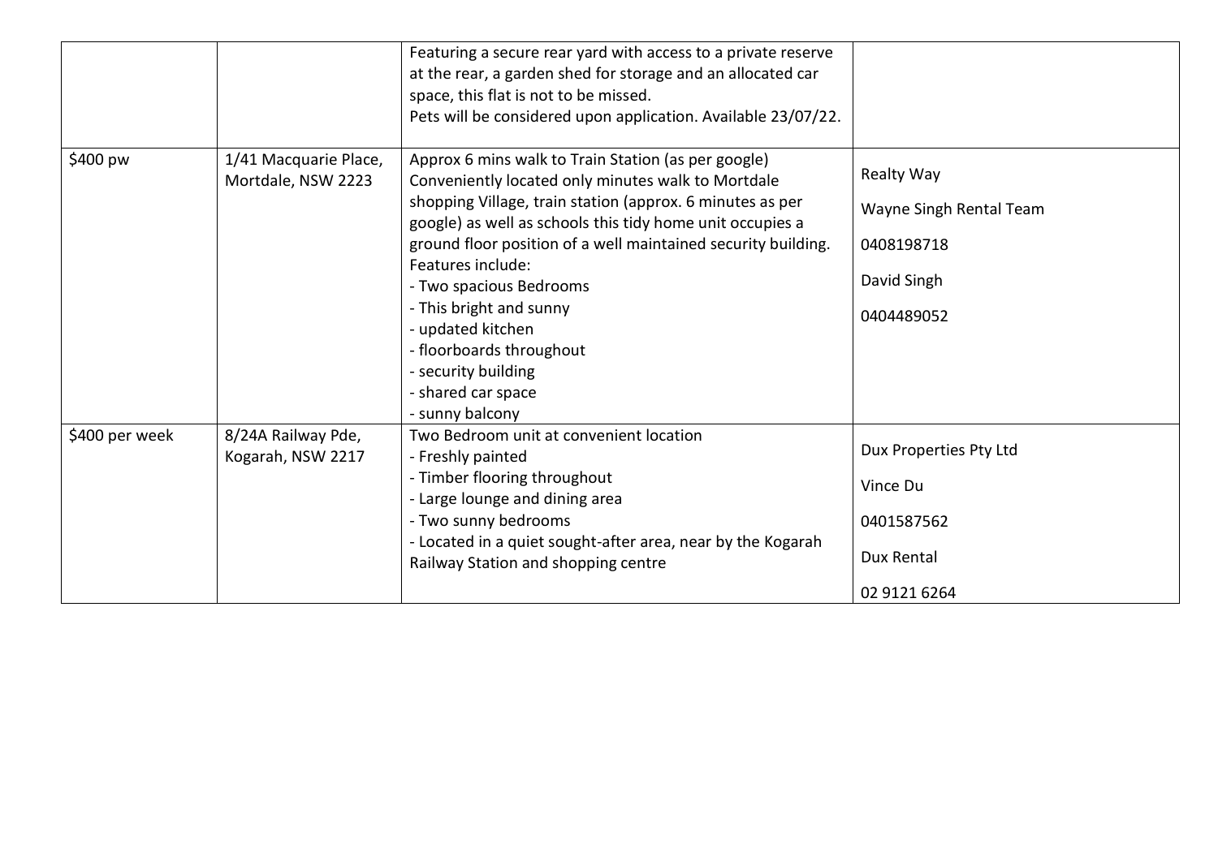| | | | |
|---|---|---|---|
| | | Featuring a secure rear yard with access to a private reserve at the rear, a garden shed for storage and an allocated car space, this flat is not to be missed.<br>Pets will be considered upon application. Available 23/07/22. | |
| $400 pw | 1/41 Macquarie Place, Mortdale, NSW 2223 | Approx 6 mins walk to Train Station (as per google)<br>Conveniently located only minutes walk to Mortdale shopping Village, train station (approx. 6 minutes as per google) as well as schools this tidy home unit occupies a ground floor position of a well maintained security building.<br>Features include:<br>- Two spacious Bedrooms<br>- This bright and sunny<br>- updated kitchen<br>- floorboards throughout<br>- security building<br>- shared car space<br>- sunny balcony | Realty Way<br>Wayne Singh Rental Team<br>0408198718<br>David Singh<br>0404489052 |
| $400 per week | 8/24A Railway Pde, Kogarah, NSW 2217 | Two Bedroom unit at convenient location<br>- Freshly painted<br>- Timber flooring throughout<br>- Large lounge and dining area<br>- Two sunny bedrooms<br>- Located in a quiet sought-after area, near by the Kogarah Railway Station and shopping centre | Dux Properties Pty Ltd<br>Vince Du<br>0401587562<br>Dux Rental<br>02 9121 6264 |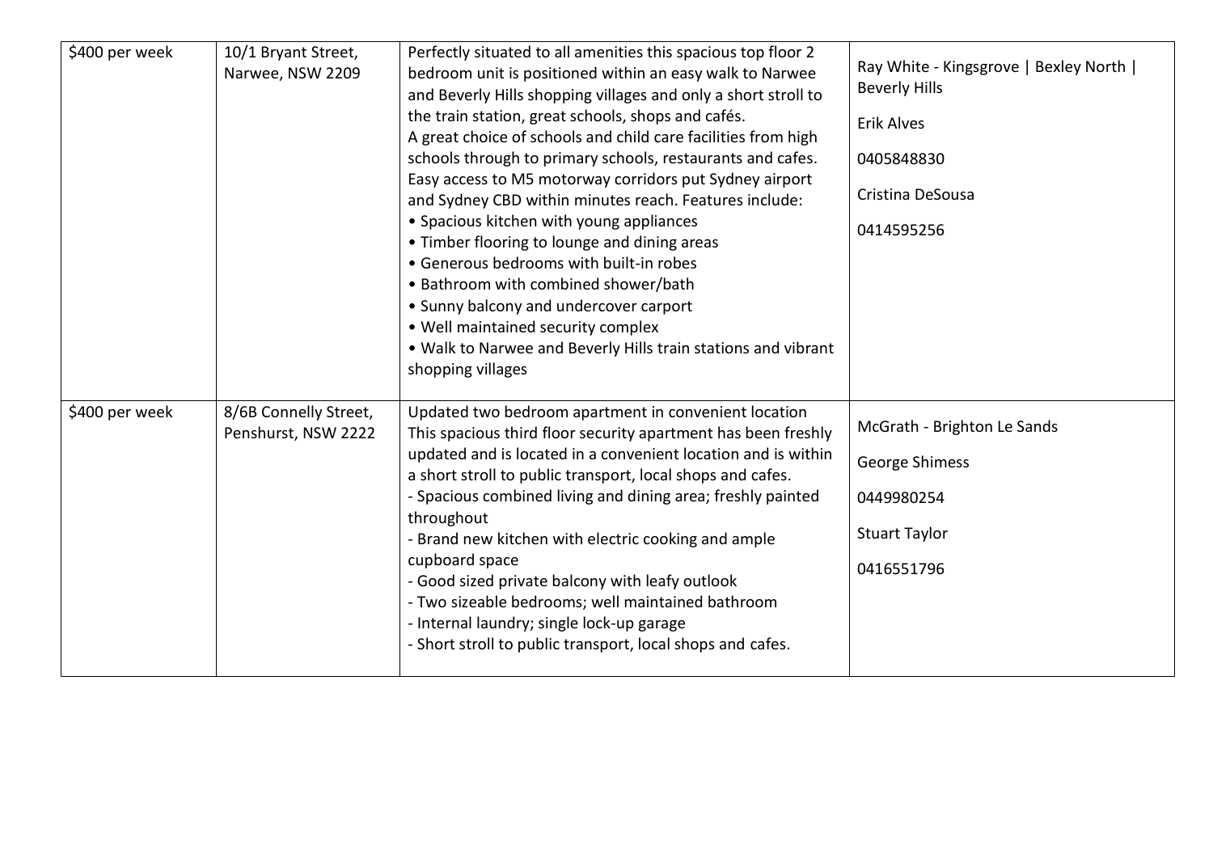| | | | |
|---|---|---|---|
| $400 per week | 10/1 Bryant Street, Narwee, NSW 2209 | Perfectly situated to all amenities this spacious top floor 2 bedroom unit is positioned within an easy walk to Narwee and Beverly Hills shopping villages and only a short stroll to the train station, great schools, shops and cafés.<br>A great choice of schools and child care facilities from high schools through to primary schools, restaurants and cafes. Easy access to M5 motorway corridors put Sydney airport and Sydney CBD within minutes reach. Features include:<br>• Spacious kitchen with young appliances<br>• Timber flooring to lounge and dining areas<br>• Generous bedrooms with built-in robes<br>• Bathroom with combined shower/bath<br>• Sunny balcony and undercover carport<br>• Well maintained security complex<br>• Walk to Narwee and Beverly Hills train stations and vibrant shopping villages | Ray White - Kingsgrove \| Bexley North \| Beverly Hills<br><br>Erik Alves<br><br>0405848830<br><br>Cristina DeSousa<br><br>0414595256 |
| $400 per week | 8/6B Connelly Street, Penshurst, NSW 2222 | Updated two bedroom apartment in convenient location<br>This spacious third floor security apartment has been freshly updated and is located in a convenient location and is within a short stroll to public transport, local shops and cafes.<br>- Spacious combined living and dining area; freshly painted throughout<br>- Brand new kitchen with electric cooking and ample cupboard space<br>- Good sized private balcony with leafy outlook<br>- Two sizeable bedrooms; well maintained bathroom<br>- Internal laundry; single lock-up garage<br>- Short stroll to public transport, local shops and cafes. | McGrath - Brighton Le Sands<br><br>George Shimess<br><br>0449980254<br><br>Stuart Taylor<br><br>0416551796 |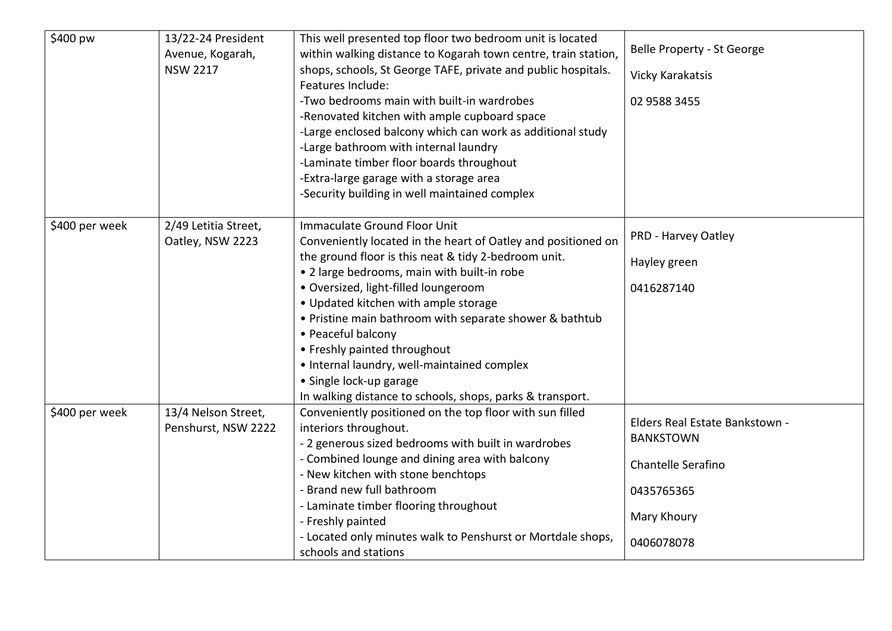| $400 pw | 13/22-24 President Avenue, Kogarah, NSW 2217 | This well presented top floor two bedroom unit is located within walking distance to Kogarah town centre, train station, shops, schools, St George TAFE, private and public hospitals.<br>Features Include:<br>-Two bedrooms main with built-in wardrobes<br>-Renovated kitchen with ample cupboard space<br>-Large enclosed balcony which can work as additional study<br>-Large bathroom with internal laundry<br>-Laminate timber floor boards throughout<br>-Extra-large garage with a storage area<br>-Security building in well maintained complex | Belle Property - St George<br><br>Vicky Karakatsis<br><br>02 9588 3455 |
|---|---|---|---|
| $400 per week | 2/49 Letitia Street, Oatley, NSW 2223 | Immaculate Ground Floor Unit<br>Conveniently located in the heart of Oatley and positioned on the ground floor is this neat & tidy 2-bedroom unit.<br>• 2 large bedrooms, main with built-in robe<br>• Oversized, light-filled loungeroom<br>• Updated kitchen with ample storage<br>• Pristine main bathroom with separate shower & bathtub<br>• Peaceful balcony<br>• Freshly painted throughout<br>• Internal laundry, well-maintained complex<br>• Single lock-up garage<br>In walking distance to schools, shops, parks & transport. | PRD - Harvey Oatley<br><br>Hayley green<br><br>0416287140 |
| $400 per week | 13/4 Nelson Street, Penshurst, NSW 2222 | Conveniently positioned on the top floor with sun filled interiors throughout.<br>- 2 generous sized bedrooms with built in wardrobes<br>- Combined lounge and dining area with balcony<br>- New kitchen with stone benchtops<br>- Brand new full bathroom<br>- Laminate timber flooring throughout<br>- Freshly painted<br>- Located only minutes walk to Penshurst or Mortdale shops, schools and stations | Elders Real Estate Bankstown - BANKSTOWN<br><br>Chantelle Serafino<br><br>0435765365<br><br>Mary Khoury<br><br>0406078078 |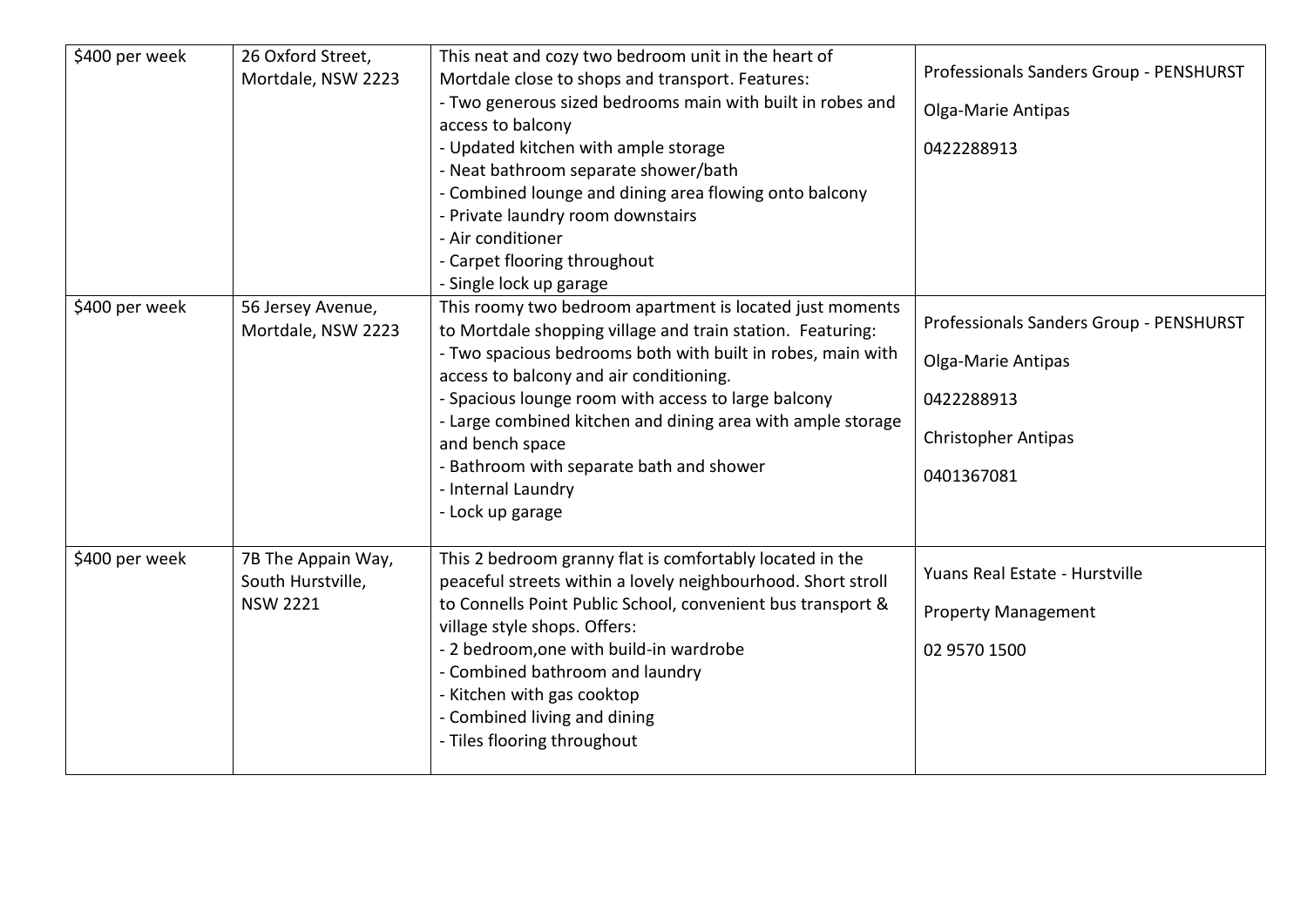| \$400 per week | 26 Oxford Street, Mortdale, NSW 2223 | This neat and cozy two bedroom unit in the heart of Mortdale close to shops and transport. Features:<br>- Two generous sized bedrooms main with built in robes and access to balcony<br>- Updated kitchen with ample storage<br>- Neat bathroom separate shower/bath<br>- Combined lounge and dining area flowing onto balcony<br>- Private laundry room downstairs<br>- Air conditioner<br>- Carpet flooring throughout<br>- Single lock up garage | Professionals Sanders Group - PENSHURST<br>Olga-Marie Antipas<br>0422288913 |
|---|---|---|---|
| \$400 per week | 56 Jersey Avenue, Mortdale, NSW 2223 | This roomy two bedroom apartment is located just moments to Mortdale shopping village and train station. Featuring:<br>- Two spacious bedrooms both with built in robes, main with access to balcony and air conditioning.<br>- Spacious lounge room with access to large balcony<br>- Large combined kitchen and dining area with ample storage and bench space<br>- Bathroom with separate bath and shower<br>- Internal Laundry<br>- Lock up garage | Professionals Sanders Group - PENSHURST<br>Olga-Marie Antipas<br>0422288913<br>Christopher Antipas<br>0401367081 |
| \$400 per week | 7B The Appain Way, South Hurstville, NSW 2221 | This 2 bedroom granny flat is comfortably located in the peaceful streets within a lovely neighbourhood. Short stroll to Connells Point Public School, convenient bus transport & village style shops. Offers:<br>- 2 bedroom,one with build-in wardrobe<br>- Combined bathroom and laundry<br>- Kitchen with gas cooktop<br>- Combined living and dining<br>- Tiles flooring throughout | Yuans Real Estate - Hurstville<br>Property Management<br>02 9570 1500 |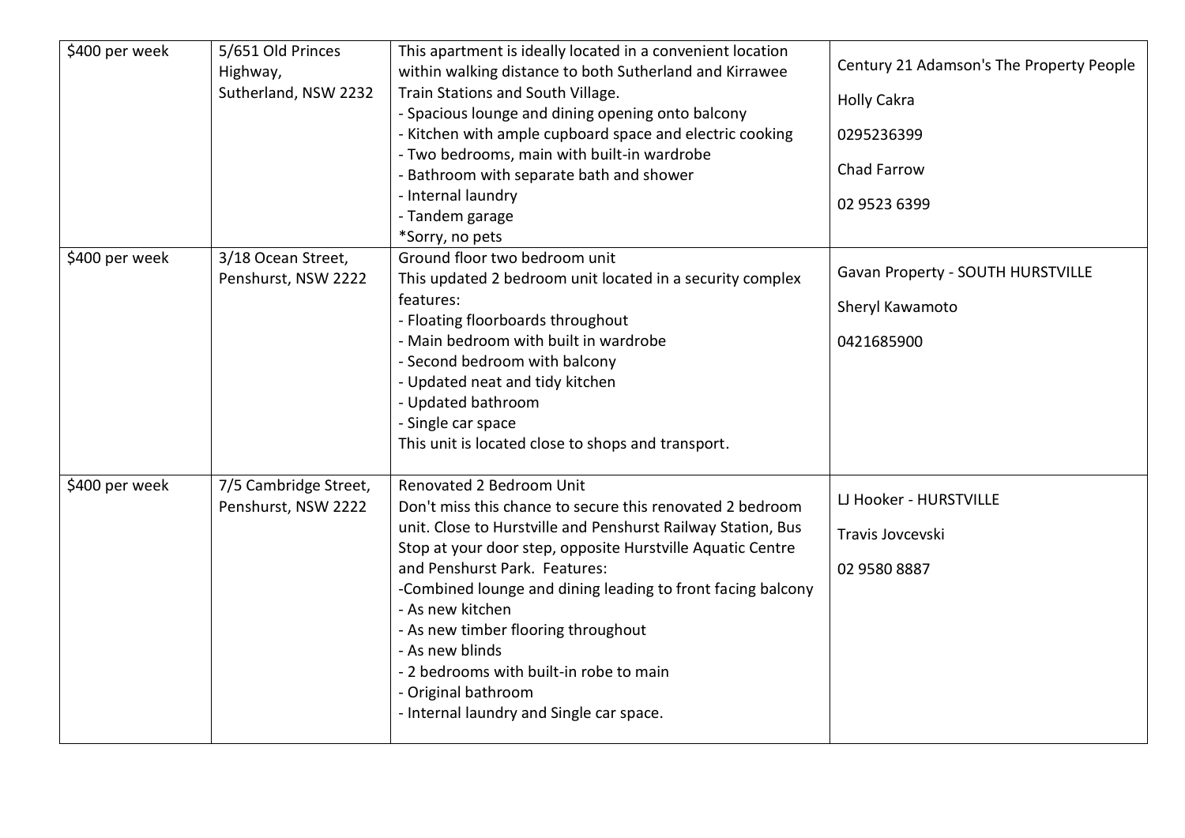| | | | |
|---|---|---|---|
| $400 per week | 5/651 Old Princes Highway, Sutherland, NSW 2232 | This apartment is ideally located in a convenient location within walking distance to both Sutherland and Kirrawee Train Stations and South Village.<br>- Spacious lounge and dining opening onto balcony<br>- Kitchen with ample cupboard space and electric cooking<br>- Two bedrooms, main with built-in wardrobe<br>- Bathroom with separate bath and shower<br>- Internal laundry<br>- Tandem garage<br>*Sorry, no pets | Century 21 Adamson's The Property People<br>Holly Cakra<br>0295236399<br>Chad Farrow<br>02 9523 6399 |
| $400 per week | 3/18 Ocean Street, Penshurst, NSW 2222 | Ground floor two bedroom unit<br>This updated 2 bedroom unit located in a security complex features:<br>- Floating floorboards throughout<br>- Main bedroom with built in wardrobe<br>- Second bedroom with balcony<br>- Updated neat and tidy kitchen<br>- Updated bathroom<br>- Single car space<br>This unit is located close to shops and transport. | Gavan Property - SOUTH HURSTVILLE<br>Sheryl Kawamoto<br>0421685900 |
| $400 per week | 7/5 Cambridge Street, Penshurst, NSW 2222 | Renovated 2 Bedroom Unit<br>Don't miss this chance to secure this renovated 2 bedroom unit. Close to Hurstville and Penshurst Railway Station, Bus Stop at your door step, opposite Hurstville Aquatic Centre and Penshurst Park. Features:<br>-Combined lounge and dining leading to front facing balcony<br>- As new kitchen<br>- As new timber flooring throughout<br>- As new blinds<br>- 2 bedrooms with built-in robe to main<br>- Original bathroom<br>- Internal laundry and Single car space. | LJ Hooker - HURSTVILLE<br>Travis Jovcevski<br>02 9580 8887 |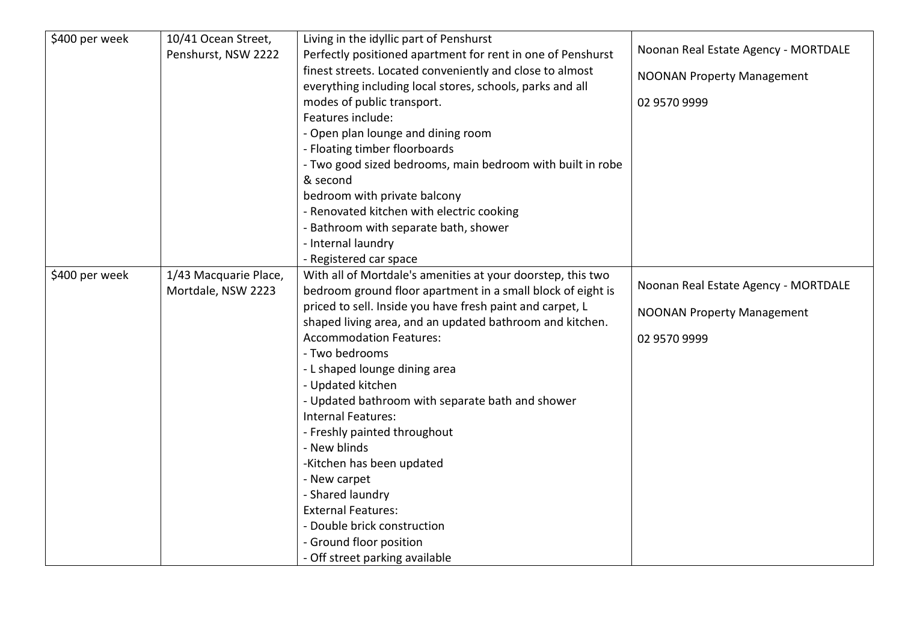| $400 per week | 10/41 Ocean Street, Penshurst, NSW 2222 | Living in the idyllic part of Penshurst<br>Perfectly positioned apartment for rent in one of Penshurst finest streets. Located conveniently and close to almost everything including local stores, schools, parks and all modes of public transport.<br>Features include:<br>- Open plan lounge and dining room<br>- Floating timber floorboards<br>- Two good sized bedrooms, main bedroom with built in robe & second<br>bedroom with private balcony<br>- Renovated kitchen with electric cooking<br>- Bathroom with separate bath, shower<br>- Internal laundry<br>- Registered car space | Noonan Real Estate Agency - MORTDALE<br><br>NOONAN Property Management<br><br>02 9570 9999 |
|---|---|---|---|
| $400 per week | 1/43 Macquarie Place, Mortdale, NSW 2223 | With all of Mortdale's amenities at your doorstep, this two bedroom ground floor apartment in a small block of eight is priced to sell. Inside you have fresh paint and carpet, L shaped living area, and an updated bathroom and kitchen.<br>Accommodation Features:<br>- Two bedrooms<br>- L shaped lounge dining area<br>- Updated kitchen<br>- Updated bathroom with separate bath and shower<br>Internal Features:<br>- Freshly painted throughout<br>- New blinds<br>-Kitchen has been updated<br>- New carpet<br>- Shared laundry<br>External Features:<br>- Double brick construction<br>- Ground floor position<br>- Off street parking available | Noonan Real Estate Agency - MORTDALE<br><br>NOONAN Property Management<br><br>02 9570 9999 |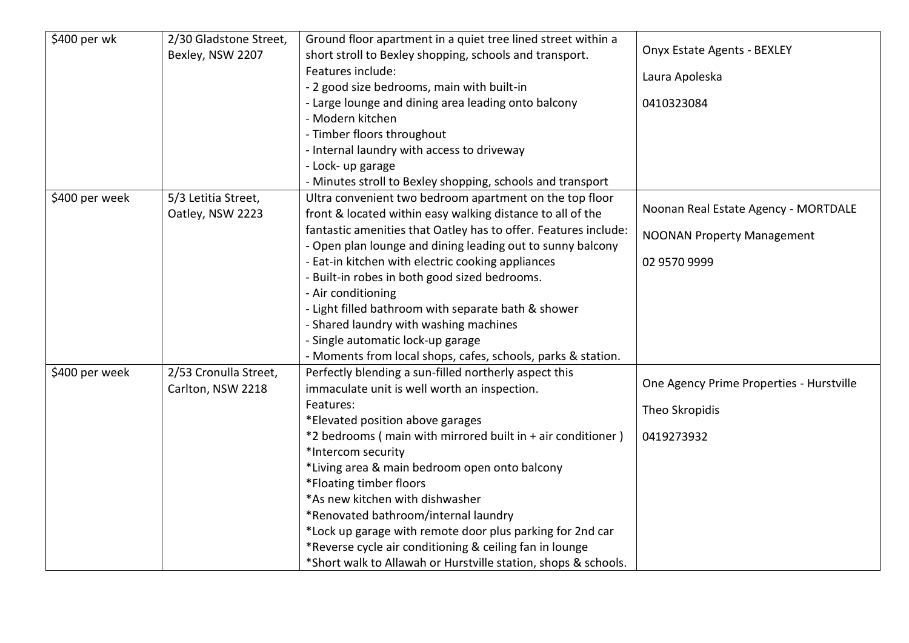| | | | |
|---|---|---|---|
| $400 per wk | 2/30 Gladstone Street, Bexley, NSW 2207 | Ground floor apartment in a quiet tree lined street within a short stroll to Bexley shopping, schools and transport.<br>Features include:<br>- 2 good size bedrooms, main with built-in<br>- Large lounge and dining area leading onto balcony<br>- Modern kitchen<br>- Timber floors throughout<br>- Internal laundry with access to driveway<br>- Lock- up garage<br>- Minutes stroll to Bexley shopping, schools and transport | Onyx Estate Agents - BEXLEY<br>Laura Apoleska<br>0410323084 |
| $400 per week | 5/3 Letitia Street, Oatley, NSW 2223 | Ultra convenient two bedroom apartment on the top floor front & located within easy walking distance to all of the fantastic amenities that Oatley has to offer. Features include:<br>- Open plan lounge and dining leading out to sunny balcony<br>- Eat-in kitchen with electric cooking appliances<br>- Built-in robes in both good sized bedrooms.<br>- Air conditioning<br>- Light filled bathroom with separate bath & shower<br>- Shared laundry with washing machines<br>- Single automatic lock-up garage<br>- Moments from local shops, cafes, schools, parks & station. | Noonan Real Estate Agency - MORTDALE<br>NOONAN Property Management<br>02 9570 9999 |
| $400 per week | 2/53 Cronulla Street, Carlton, NSW 2218 | Perfectly blending a sun-filled northerly aspect this immaculate unit is well worth an inspection.<br>Features:<br>*Elevated position above garages<br>*2 bedrooms ( main with mirrored built in + air conditioner )<br>*Intercom security<br>*Living area & main bedroom open onto balcony<br>*Floating timber floors<br>*As new kitchen with dishwasher<br>*Renovated bathroom/internal laundry<br>*Lock up garage with remote door plus parking for 2nd car<br>*Reverse cycle air conditioning & ceiling fan in lounge<br>*Short walk to Allawah or Hurstville station, shops & schools. | One Agency Prime Properties - Hurstville<br>Theo Skropidis<br>0419273932 |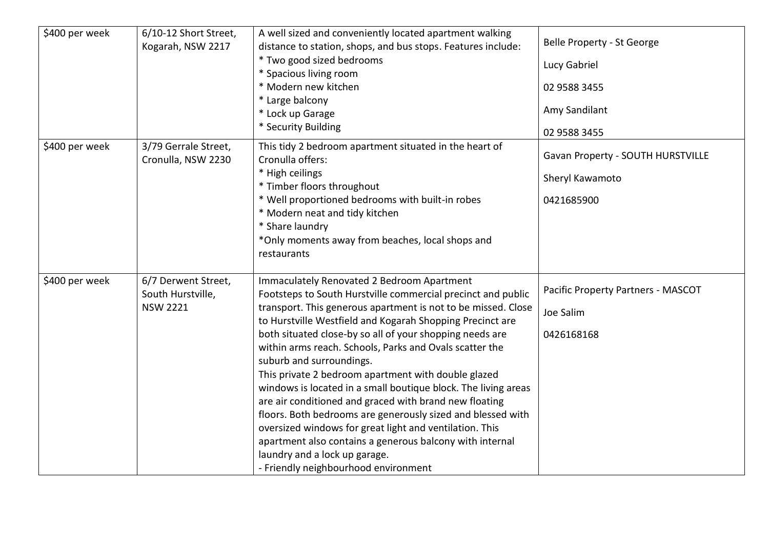| | | | |
|---|---|---|---|
| \$400 per week | 6/10-12 Short Street, Kogarah, NSW 2217 | A well sized and conveniently located apartment walking distance to station, shops, and bus stops. Features include:<br>* Two good sized bedrooms<br>* Spacious living room<br>* Modern new kitchen<br>* Large balcony<br>* Lock up Garage<br>* Security Building | Belle Property - St George<br>Lucy Gabriel<br>02 9588 3455<br>Amy Sandilant<br>02 9588 3455 |
| \$400 per week | 3/79 Gerrale Street, Cronulla, NSW 2230 | This tidy 2 bedroom apartment situated in the heart of Cronulla offers:<br>* High ceilings<br>* Timber floors throughout<br>* Well proportioned bedrooms with built-in robes<br>* Modern neat and tidy kitchen<br>* Share laundry<br>*Only moments away from beaches, local shops and restaurants | Gavan Property - SOUTH HURSTVILLE<br>Sheryl Kawamoto<br>0421685900 |
| \$400 per week | 6/7 Derwent Street, South Hurstville, NSW 2221 | Immaculately Renovated 2 Bedroom Apartment<br>Footsteps to South Hurstville commercial precinct and public transport. This generous apartment is not to be missed. Close to Hurstville Westfield and Kogarah Shopping Precinct are both situated close-by so all of your shopping needs are within arms reach. Schools, Parks and Ovals scatter the suburb and surroundings.<br>This private 2 bedroom apartment with double glazed windows is located in a small boutique block. The living areas are air conditioned and graced with brand new floating floors. Both bedrooms are generously sized and blessed with oversized windows for great light and ventilation. This apartment also contains a generous balcony with internal laundry and a lock up garage.<br>- Friendly neighbourhood environment | Pacific Property Partners - MASCOT<br>Joe Salim<br>0426168168 |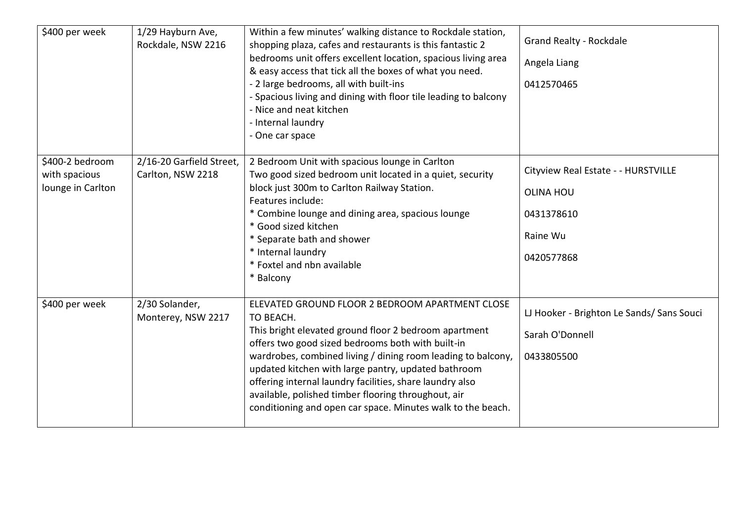| | | | |
|---|---|---|---|
| $400 per week | 1/29 Hayburn Ave, Rockdale, NSW 2216 | Within a few minutes' walking distance to Rockdale station, shopping plaza, cafes and restaurants is this fantastic 2 bedrooms unit offers excellent location, spacious living area & easy access that tick all the boxes of what you need.<br>- 2 large bedrooms, all with built-ins<br>- Spacious living and dining with floor tile leading to balcony<br>- Nice and neat kitchen<br>- Internal laundry<br>- One car space | Grand Realty - Rockdale<br>Angela Liang<br>0412570465 |
| $400-2 bedroom with spacious lounge in Carlton | 2/16-20 Garfield Street, Carlton, NSW 2218 | 2 Bedroom Unit with spacious lounge in Carlton<br>Two good sized bedroom unit located in a quiet, security block just 300m to Carlton Railway Station.<br>Features include:<br>* Combine lounge and dining area, spacious lounge<br>* Good sized kitchen<br>* Separate bath and shower<br>* Internal laundry<br>* Foxtel and nbn available<br>* Balcony | Cityview Real Estate - - HURSTVILLE<br>OLINA HOU<br>0431378610<br>Raine Wu<br>0420577868 |
| $400 per week | 2/30 Solander, Monterey, NSW 2217 | ELEVATED GROUND FLOOR 2 BEDROOM APARTMENT CLOSE TO BEACH.<br>This bright elevated ground floor 2 bedroom apartment offers two good sized bedrooms both with built-in wardrobes, combined living / dining room leading to balcony, updated kitchen with large pantry, updated bathroom offering internal laundry facilities, share laundry also available, polished timber flooring throughout, air conditioning and open car space. Minutes walk to the beach. | LJ Hooker - Brighton Le Sands/ Sans Souci<br>Sarah O'Donnell<br>0433805500 |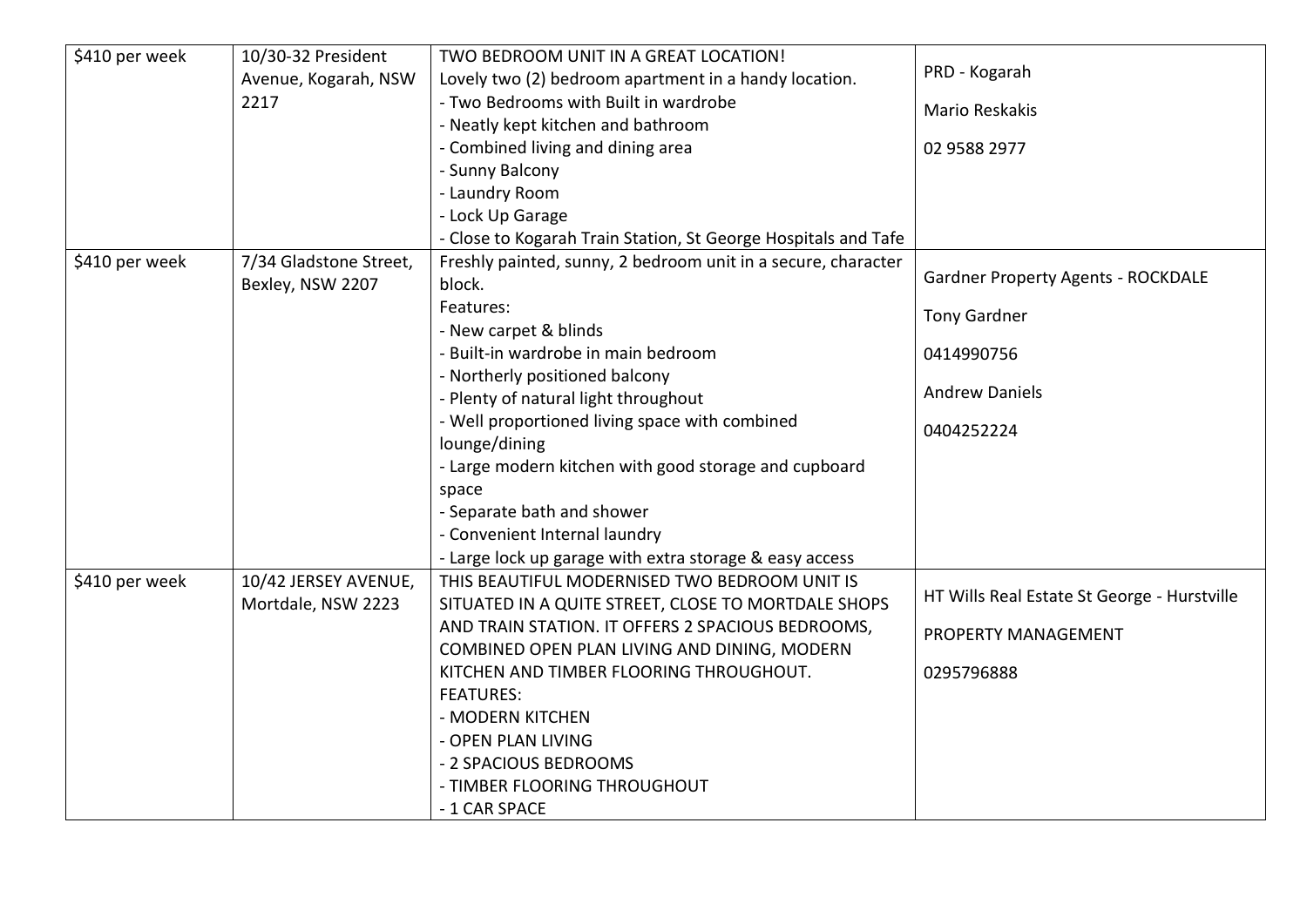| | | | |
|---|---|---|---|
| $410 per week | 10/30-32 President Avenue, Kogarah, NSW 2217 | TWO BEDROOM UNIT IN A GREAT LOCATION!<br>Lovely two (2) bedroom apartment in a handy location.<br>- Two Bedrooms with Built in wardrobe<br>- Neatly kept kitchen and bathroom<br>- Combined living and dining area<br>- Sunny Balcony<br>- Laundry Room<br>- Lock Up Garage<br>- Close to Kogarah Train Station, St George Hospitals and Tafe | PRD - Kogarah<br>Mario Reskakis<br>02 9588 2977 |
| $410 per week | 7/34 Gladstone Street, Bexley, NSW 2207 | Freshly painted, sunny, 2 bedroom unit in a secure, character block.<br>Features:<br>- New carpet & blinds<br>- Built-in wardrobe in main bedroom<br>- Northerly positioned balcony<br>- Plenty of natural light throughout<br>- Well proportioned living space with combined lounge/dining<br>- Large modern kitchen with good storage and cupboard space<br>- Separate bath and shower<br>- Convenient Internal laundry<br>- Large lock up garage with extra storage & easy access | Gardner Property Agents - ROCKDALE<br>Tony Gardner<br>0414990756<br>Andrew Daniels<br>0404252224 |
| $410 per week | 10/42 JERSEY AVENUE, Mortdale, NSW 2223 | THIS BEAUTIFUL MODERNISED TWO BEDROOM UNIT IS SITUATED IN A QUITE STREET, CLOSE TO MORTDALE SHOPS AND TRAIN STATION. IT OFFERS 2 SPACIOUS BEDROOMS, COMBINED OPEN PLAN LIVING AND DINING, MODERN KITCHEN AND TIMBER FLOORING THROUGHOUT.<br>FEATURES:<br>- MODERN KITCHEN<br>- OPEN PLAN LIVING<br>- 2 SPACIOUS BEDROOMS<br>- TIMBER FLOORING THROUGHOUT<br>- 1 CAR SPACE | HT Wills Real Estate St George - Hurstville<br>PROPERTY MANAGEMENT<br>0295796888 |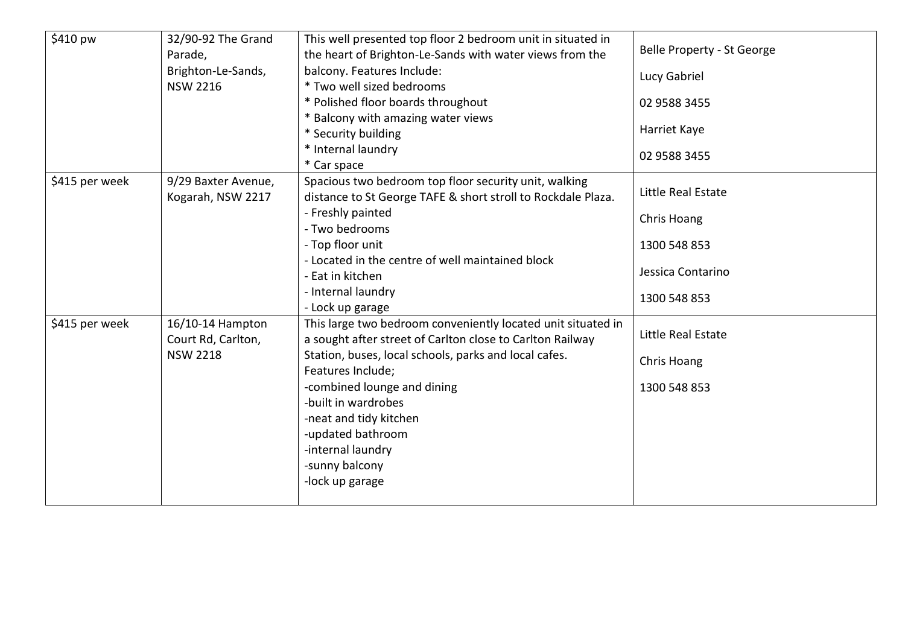| $410 pw | 32/90-92 The Grand Parade, Brighton-Le-Sands, NSW 2216 | This well presented top floor 2 bedroom unit in situated in the heart of Brighton-Le-Sands with water views from the balcony. Features Include:<br>* Two well sized bedrooms<br>* Polished floor boards throughout<br>* Balcony with amazing water views<br>* Security building<br>* Internal laundry<br>* Car space | Belle Property - St George<br>Lucy Gabriel<br>02 9588 3455<br>Harriet Kaye<br>02 9588 3455 |
|---|---|---|---|
| $415 per week | 9/29 Baxter Avenue, Kogarah, NSW 2217 | Spacious two bedroom top floor security unit, walking distance to St George TAFE & short stroll to Rockdale Plaza.<br>- Freshly painted<br>- Two bedrooms<br>- Top floor unit<br>- Located in the centre of well maintained block<br>- Eat in kitchen<br>- Internal laundry<br>- Lock up garage | Little Real Estate<br>Chris Hoang<br>1300 548 853<br>Jessica Contarino<br>1300 548 853 |
| $415 per week | 16/10-14 Hampton Court Rd, Carlton, NSW 2218 | This large two bedroom conveniently located unit situated in a sought after street of Carlton close to Carlton Railway Station, buses, local schools, parks and local cafes. Features Include;<br>-combined lounge and dining<br>-built in wardrobes<br>-neat and tidy kitchen<br>-updated bathroom<br>-internal laundry<br>-sunny balcony<br>-lock up garage | Little Real Estate<br>Chris Hoang<br>1300 548 853 |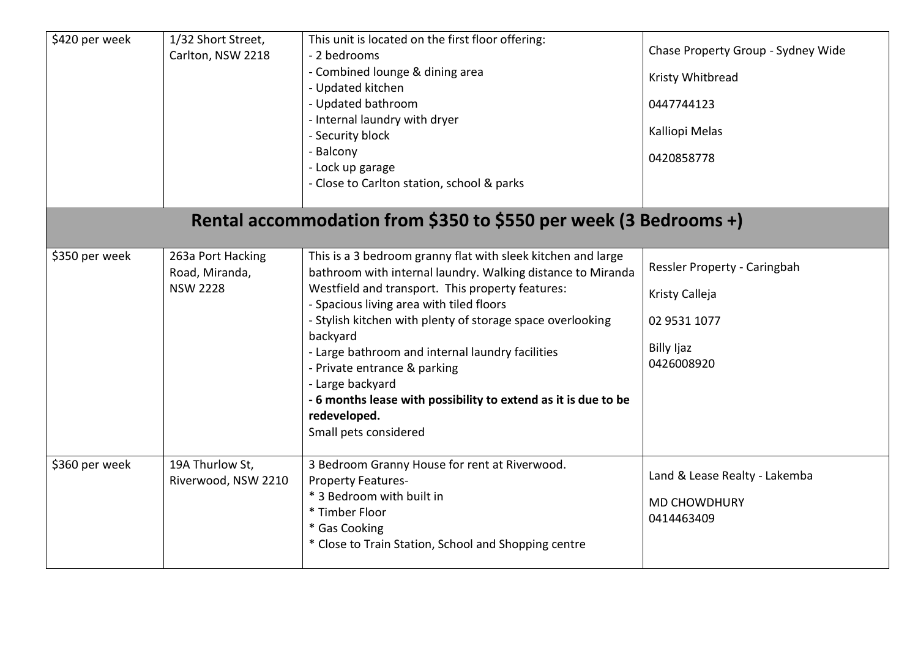| | | | |
|---|---|---|---|
| \$420 per week | 1/32 Short Street, Carlton, NSW 2218 | This unit is located on the first floor offering:<br>- 2 bedrooms<br>- Combined lounge & dining area<br>- Updated kitchen<br>- Updated bathroom<br>- Internal laundry with dryer<br>- Security block<br>- Balcony<br>- Lock up garage<br>- Close to Carlton station, school & parks | Chase Property Group - Sydney Wide<br>Kristy Whitbread<br>0447744123<br>Kalliopi Melas<br>0420858778 |

## Rental accommodation from \$350 to \$550 per week (3 Bedrooms +)

| | | | |
|---|---|---|---|
| \$350 per week | 263a Port Hacking Road, Miranda, NSW 2228 | This is a 3 bedroom granny flat with sleek kitchen and large bathroom with internal laundry. Walking distance to Miranda Westfield and transport. This property features:<br>- Spacious living area with tiled floors<br>- Stylish kitchen with plenty of storage space overlooking backyard<br>- Large bathroom and internal laundry facilities<br>- Private entrance & parking<br>- Large backyard<br>**- 6 months lease with possibility to extend as it is due to be redeveloped.**<br>Small pets considered | Ressler Property - Caringbah<br>Kristy Calleja<br>02 9531 1077<br>Billy Ijaz<br>0426008920 |
| \$360 per week | 19A Thurlow St, Riverwood, NSW 2210 | 3 Bedroom Granny House for rent at Riverwood.<br>Property Features-<br>* 3 Bedroom with built in<br>* Timber Floor<br>* Gas Cooking<br>* Close to Train Station, School and Shopping centre | Land & Lease Realty - Lakemba<br>MD CHOWDHURY<br>0414463409 |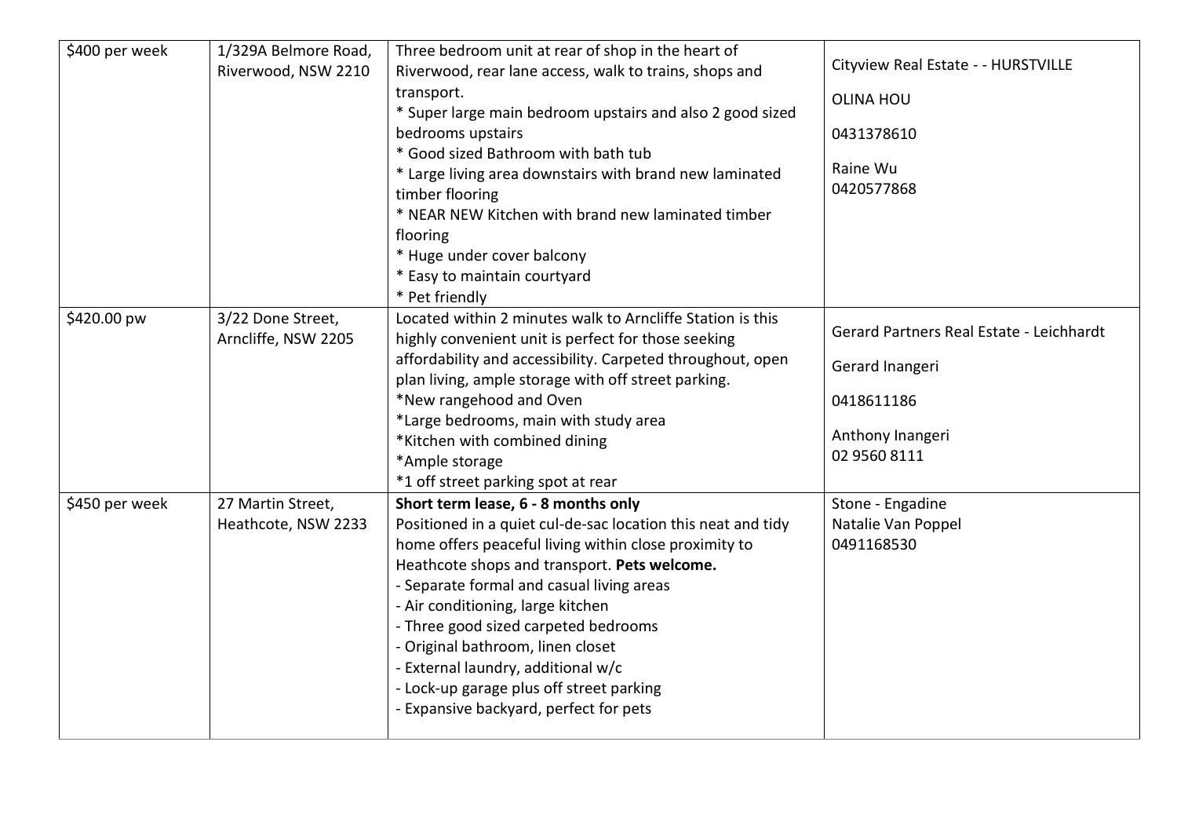| | | | |
|---|---|---|---|
| $400 per week | 1/329A Belmore Road, Riverwood, NSW 2210 | Three bedroom unit at rear of shop in the heart of Riverwood, rear lane access, walk to trains, shops and transport.<br>* Super large main bedroom upstairs and also 2 good sized bedrooms upstairs<br>* Good sized Bathroom with bath tub<br>* Large living area downstairs with brand new laminated timber flooring<br>* NEAR NEW Kitchen with brand new laminated timber flooring<br>* Huge under cover balcony<br>* Easy to maintain courtyard<br>* Pet friendly | Cityview Real Estate - - HURSTVILLE<br>OLINA HOU<br>0431378610<br>Raine Wu<br>0420577868 |
| $420.00 pw | 3/22 Done Street, Arncliffe, NSW 2205 | Located within 2 minutes walk to Arncliffe Station is this highly convenient unit is perfect for those seeking affordability and accessibility. Carpeted throughout, open plan living, ample storage with off street parking.<br>*New rangehood and Oven<br>*Large bedrooms, main with study area<br>*Kitchen with combined dining<br>*Ample storage<br>*1 off street parking spot at rear | Gerard Partners Real Estate - Leichhardt<br>Gerard Inangeri<br>0418611186<br>Anthony Inangeri<br>02 9560 8111 |
| $450 per week | 27 Martin Street, Heathcote, NSW 2233 | **Short term lease, 6 - 8 months only**<br>Positioned in a quiet cul-de-sac location this neat and tidy home offers peaceful living within close proximity to Heathcote shops and transport. **Pets welcome.**<br>- Separate formal and casual living areas<br>- Air conditioning, large kitchen<br>- Three good sized carpeted bedrooms<br>- Original bathroom, linen closet<br>- External laundry, additional w/c<br>- Lock-up garage plus off street parking<br>- Expansive backyard, perfect for pets | Stone - Engadine<br>Natalie Van Poppel<br>0491168530 |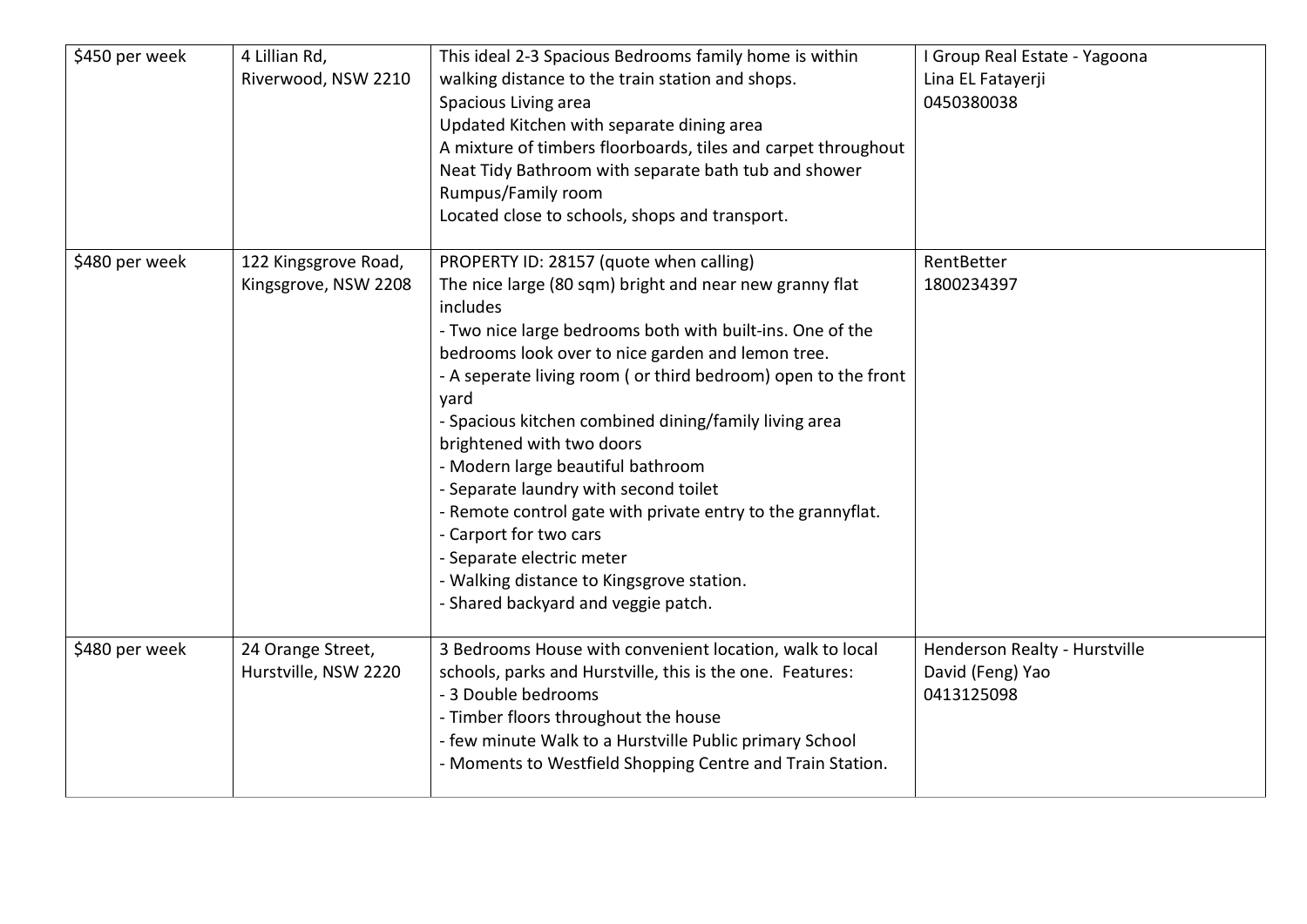| \$450 per week | 4 Lillian Rd, Riverwood, NSW 2210 | This ideal 2-3 Spacious Bedrooms family home is within walking distance to the train station and shops.<br>Spacious Living area<br>Updated Kitchen with separate dining area<br>A mixture of timbers floorboards, tiles and carpet throughout<br>Neat Tidy Bathroom with separate bath tub and shower<br>Rumpus/Family room<br>Located close to schools, shops and transport. | I Group Real Estate - Yagoona<br>Lina EL Fatayerji<br>0450380038 |
|---|---|---|---|
| \$480 per week | 122 Kingsgrove Road, Kingsgrove, NSW 2208 | PROPERTY ID: 28157 (quote when calling)<br>The nice large (80 sqm) bright and near new granny flat includes<br>- Two nice large bedrooms both with built-ins. One of the bedrooms look over to nice garden and lemon tree.<br>- A seperate living room ( or third bedroom) open to the front yard<br>- Spacious kitchen combined dining/family living area brightened with two doors<br>- Modern large beautiful bathroom<br>- Separate laundry with second toilet<br>- Remote control gate with private entry to the grannyflat.<br>- Carport for two cars<br>- Separate electric meter<br>- Walking distance to Kingsgrove station.<br>- Shared backyard and veggie patch. | RentBetter<br>1800234397 |
| \$480 per week | 24 Orange Street, Hurstville, NSW 2220 | 3 Bedrooms House with convenient location, walk to local schools, parks and Hurstville, this is the one. Features:<br>- 3 Double bedrooms<br>- Timber floors throughout the house<br>- few minute Walk to a Hurstville Public primary School<br>- Moments to Westfield Shopping Centre and Train Station. | Henderson Realty - Hurstville<br>David (Feng) Yao<br>0413125098 |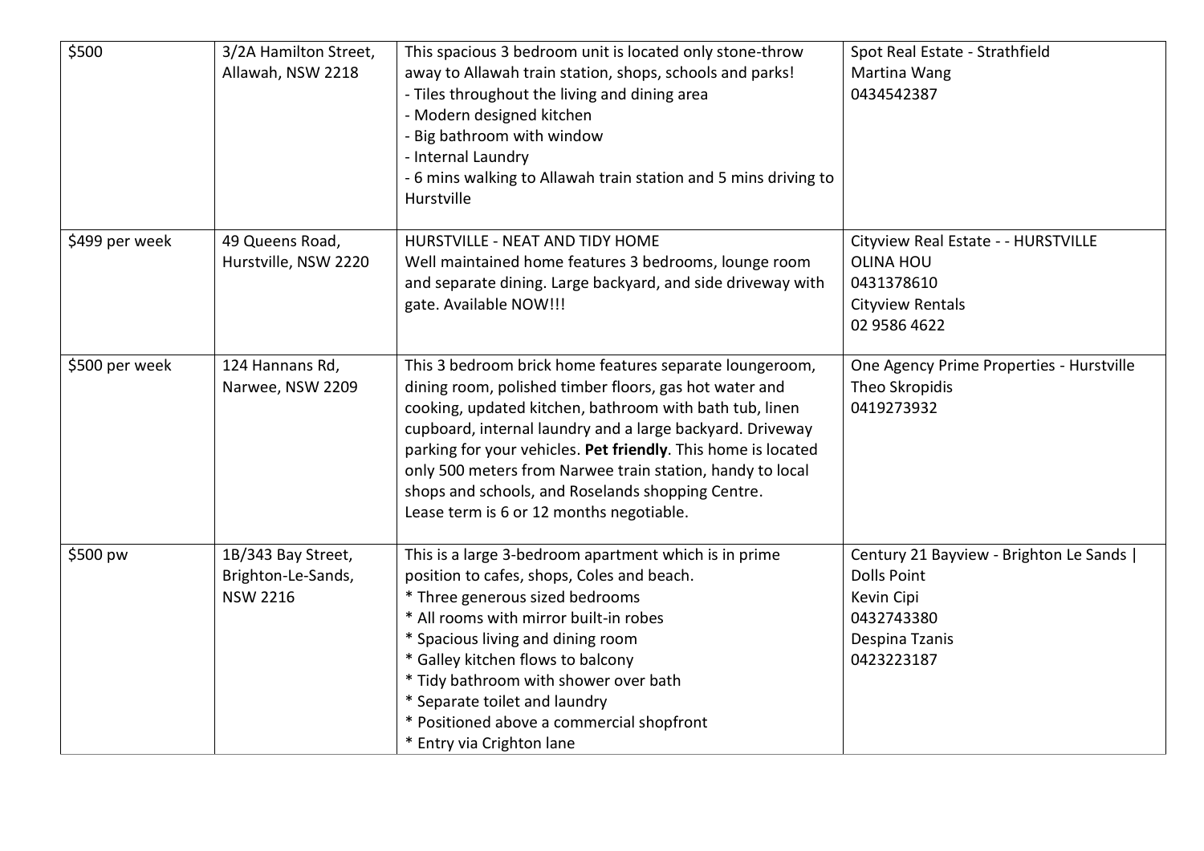| \$500 | 3/2A Hamilton Street, Allawah, NSW 2218 | This spacious 3 bedroom unit is located only stone-throw away to Allawah train station, shops, schools and parks!<br>- Tiles throughout the living and dining area<br>- Modern designed kitchen<br>- Big bathroom with window<br>- Internal Laundry<br>- 6 mins walking to Allawah train station and 5 mins driving to Hurstville | Spot Real Estate - Strathfield<br>Martina Wang<br>0434542387 |
|---|---|---|---|
| \$499 per week | 49 Queens Road, Hurstville, NSW 2220 | HURSTVILLE - NEAT AND TIDY HOME<br>Well maintained home features 3 bedrooms, lounge room and separate dining. Large backyard, and side driveway with gate. Available NOW!!! | Cityview Real Estate - - HURSTVILLE<br>OLINA HOU<br>0431378610<br>Cityview Rentals<br>02 9586 4622 |
| \$500 per week | 124 Hannans Rd, Narwee, NSW 2209 | This 3 bedroom brick home features separate loungeroom, dining room, polished timber floors, gas hot water and cooking, updated kitchen, bathroom with bath tub, linen cupboard, internal laundry and a large backyard. Driveway parking for your vehicles. **Pet friendly**. This home is located only 500 meters from Narwee train station, handy to local shops and schools, and Roselands shopping Centre.<br>Lease term is 6 or 12 months negotiable. | One Agency Prime Properties - Hurstville<br>Theo Skropidis<br>0419273932 |
| \$500 pw | 1B/343 Bay Street, Brighton-Le-Sands, NSW 2216 | This is a large 3-bedroom apartment which is in prime position to cafes, shops, Coles and beach.<br>* Three generous sized bedrooms<br>* All rooms with mirror built-in robes<br>* Spacious living and dining room<br>* Galley kitchen flows to balcony<br>* Tidy bathroom with shower over bath<br>* Separate toilet and laundry<br>* Positioned above a commercial shopfront<br>* Entry via Crighton lane | Century 21 Bayview - Brighton Le Sands \| Dolls Point<br>Kevin Cipi<br>0432743380<br>Despina Tzanis<br>0423223187 |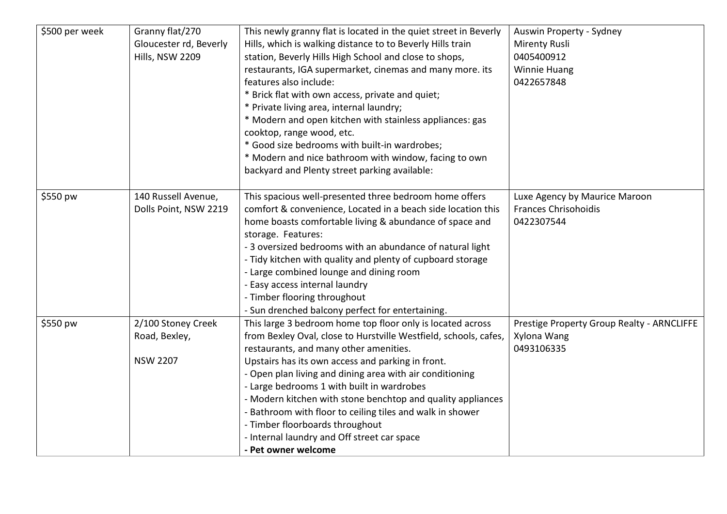| | | | |
|---|---|---|---|
| $500 per week | Granny flat/270 Gloucester rd, Beverly Hills, NSW 2209 | This newly granny flat is located in the quiet street in Beverly Hills, which is walking distance to to Beverly Hills train station, Beverly Hills High School and close to shops, restaurants, IGA supermarket, cinemas and many more. its features also include:<br>* Brick flat with own access, private and quiet;<br>* Private living area, internal laundry;<br>* Modern and open kitchen with stainless appliances: gas cooktop, range wood, etc.<br>* Good size bedrooms with built-in wardrobes;<br>* Modern and nice bathroom with window, facing to own backyard and Plenty street parking available: | Auswin Property - Sydney<br>Mirenty Rusli<br>0405400912<br>Winnie Huang<br>0422657848 |
| $550 pw | 140 Russell Avenue, Dolls Point, NSW 2219 | This spacious well-presented three bedroom home offers comfort & convenience, Located in a beach side location this home boasts comfortable living & abundance of space and storage. Features:<br>- 3 oversized bedrooms with an abundance of natural light<br>- Tidy kitchen with quality and plenty of cupboard storage<br>- Large combined lounge and dining room<br>- Easy access internal laundry<br>- Timber flooring throughout<br>- Sun drenched balcony perfect for entertaining. | Luxe Agency by Maurice Maroon<br>Frances Chrisohoidis<br>0422307544 |
| $550 pw | 2/100 Stoney Creek Road, Bexley,<br><br>NSW 2207 | This large 3 bedroom home top floor only is located across from Bexley Oval, close to Hurstville Westfield, schools, cafes, restaurants, and many other amenities.<br>Upstairs has its own access and parking in front.<br>- Open plan living and dining area with air conditioning<br>- Large bedrooms 1 with built in wardrobes<br>- Modern kitchen with stone benchtop and quality appliances<br>- Bathroom with floor to ceiling tiles and walk in shower<br>- Timber floorboards throughout<br>- Internal laundry and Off street car space<br>**- Pet owner welcome** | Prestige Property Group Realty - ARNCLIFFE<br>Xylona Wang<br>0493106335 |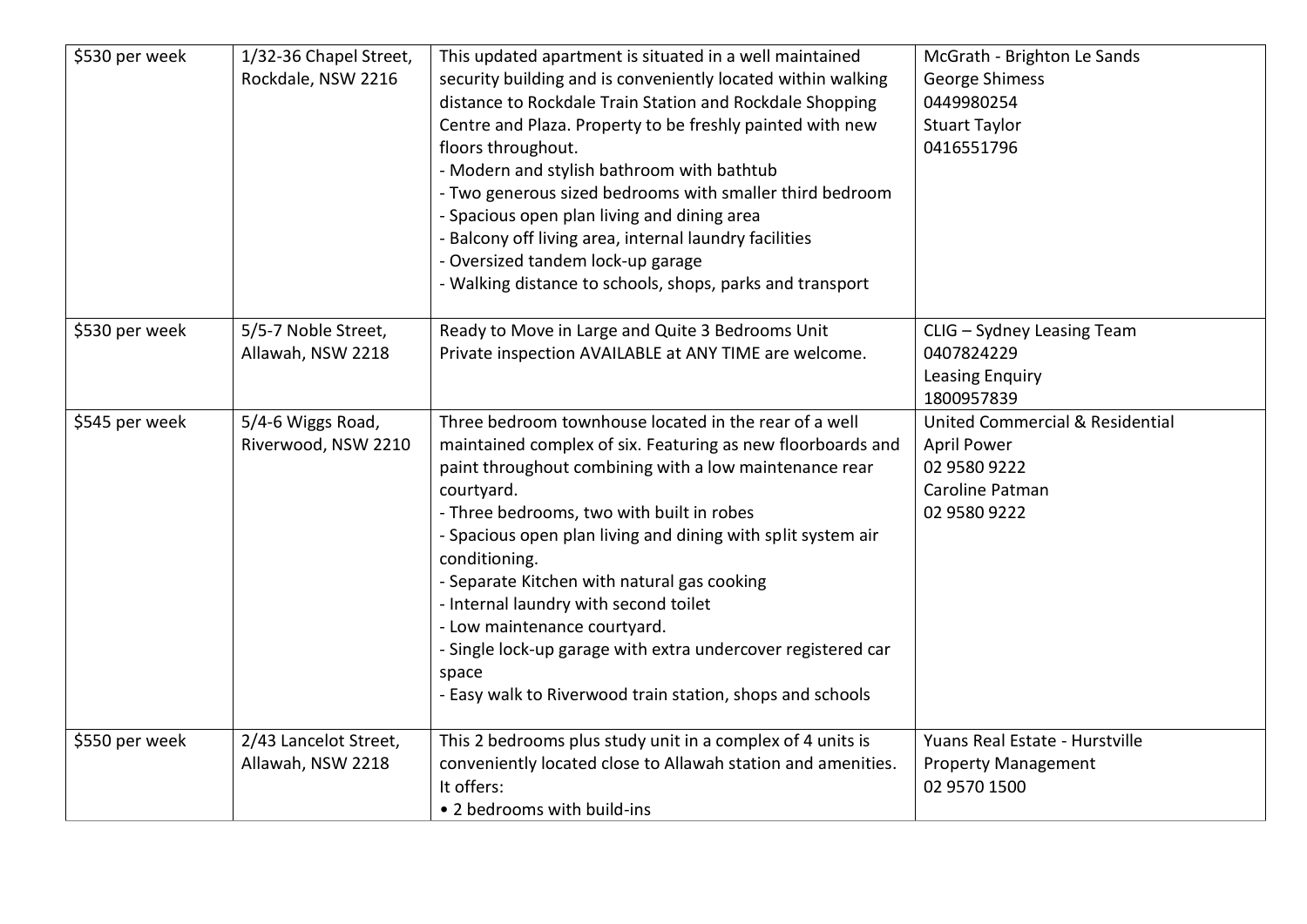| $530 per week | 1/32-36 Chapel Street, Rockdale, NSW 2216 | This updated apartment is situated in a well maintained security building and is conveniently located within walking distance to Rockdale Train Station and Rockdale Shopping Centre and Plaza. Property to be freshly painted with new floors throughout.<br>- Modern and stylish bathroom with bathtub<br>- Two generous sized bedrooms with smaller third bedroom<br>- Spacious open plan living and dining area<br>- Balcony off living area, internal laundry facilities<br>- Oversized tandem lock-up garage<br>- Walking distance to schools, shops, parks and transport | McGrath - Brighton Le Sands<br>George Shimess<br>0449980254<br>Stuart Taylor<br>0416551796 |
|---|---|---|---|
| $530 per week | 5/5-7 Noble Street, Allawah, NSW 2218 | Ready to Move in Large and Quite 3 Bedrooms Unit<br>Private inspection AVAILABLE at ANY TIME are welcome. | CLIG – Sydney Leasing Team<br>0407824229<br>Leasing Enquiry<br>1800957839 |
| $545 per week | 5/4-6 Wiggs Road, Riverwood, NSW 2210 | Three bedroom townhouse located in the rear of a well maintained complex of six. Featuring as new floorboards and paint throughout combining with a low maintenance rear courtyard.<br>- Three bedrooms, two with built in robes<br>- Spacious open plan living and dining with split system air conditioning.<br>- Separate Kitchen with natural gas cooking<br>- Internal laundry with second toilet<br>- Low maintenance courtyard.<br>- Single lock-up garage with extra undercover registered car space<br>- Easy walk to Riverwood train station, shops and schools | United Commercial & Residential<br>April Power<br>02 9580 9222<br>Caroline Patman<br>02 9580 9222 |
| $550 per week | 2/43 Lancelot Street, Allawah, NSW 2218 | This 2 bedrooms plus study unit in a complex of 4 units is conveniently located close to Allawah station and amenities. It offers:<br>• 2 bedrooms with build-ins | Yuans Real Estate - Hurstville<br>Property Management<br>02 9570 1500 |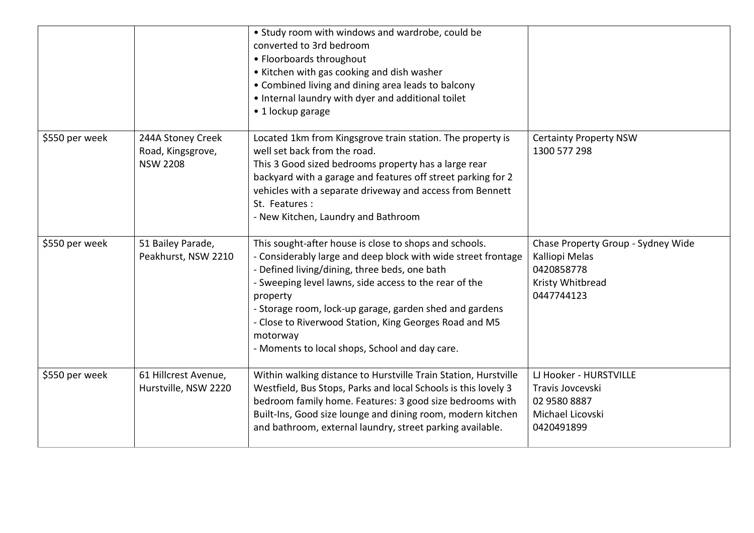|  |  |  |  |
|---|---|---|---|
|  |  | • Study room with windows and wardrobe, could be converted to 3rd bedroom<br>• Floorboards throughout<br>• Kitchen with gas cooking and dish washer<br>• Combined living and dining area leads to balcony<br>• Internal laundry with dyer and additional toilet<br>• 1 lockup garage |  |
| $550 per week | 244A Stoney Creek Road, Kingsgrove, NSW 2208 | Located 1km from Kingsgrove train station. The property is well set back from the road.<br>This 3 Good sized bedrooms property has a large rear backyard with a garage and features off street parking for 2 vehicles with a separate driveway and access from Bennett St. Features :<br>- New Kitchen, Laundry and Bathroom | Certainty Property NSW<br>1300 577 298 |
| $550 per week | 51 Bailey Parade, Peakhurst, NSW 2210 | This sought-after house is close to shops and schools.<br>- Considerably large and deep block with wide street frontage<br>- Defined living/dining, three beds, one bath<br>- Sweeping level lawns, side access to the rear of the property<br>- Storage room, lock-up garage, garden shed and gardens<br>- Close to Riverwood Station, King Georges Road and M5 motorway<br>- Moments to local shops, School and day care. | Chase Property Group - Sydney Wide<br>Kalliopi Melas<br>0420858778<br>Kristy Whitbread<br>0447744123 |
| $550 per week | 61 Hillcrest Avenue, Hurstville, NSW 2220 | Within walking distance to Hurstville Train Station, Hurstville Westfield, Bus Stops, Parks and local Schools is this lovely 3 bedroom family home. Features: 3 good size bedrooms with Built-Ins, Good size lounge and dining room, modern kitchen and bathroom, external laundry, street parking available. | LJ Hooker - HURSTVILLE<br>Travis Jovcevski<br>02 9580 8887<br>Michael Licovski<br>0420491899 |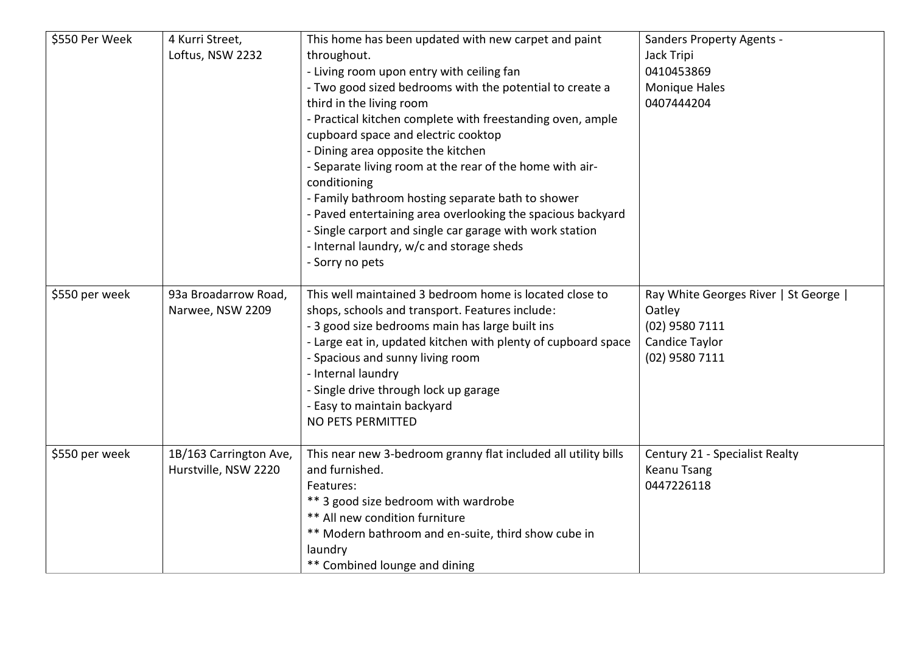| | | | |
|---|---|---|---|
| $550 Per Week | 4 Kurri Street,<br>Loftus, NSW 2232 | This home has been updated with new carpet and paint throughout.<br>- Living room upon entry with ceiling fan<br>- Two good sized bedrooms with the potential to create a third in the living room<br>- Practical kitchen complete with freestanding oven, ample cupboard space and electric cooktop<br>- Dining area opposite the kitchen<br>- Separate living room at the rear of the home with air-conditioning<br>- Family bathroom hosting separate bath to shower<br>- Paved entertaining area overlooking the spacious backyard<br>- Single carport and single car garage with work station<br>- Internal laundry, w/c and storage sheds<br>- Sorry no pets | Sanders Property Agents -<br>Jack Tripi<br>0410453869<br>Monique Hales<br>0407444204 |
| $550 per week | 93a Broadarrow Road,<br>Narwee, NSW 2209 | This well maintained 3 bedroom home is located close to shops, schools and transport. Features include:<br>- 3 good size bedrooms main has large built ins<br>- Large eat in, updated kitchen with plenty of cupboard space<br>- Spacious and sunny living room<br>- Internal laundry<br>- Single drive through lock up garage<br>- Easy to maintain backyard<br>NO PETS PERMITTED | Ray White Georges River \| St George \| Oatley<br>(02) 9580 7111<br>Candice Taylor<br>(02) 9580 7111 |
| $550 per week | 1B/163 Carrington Ave,<br>Hurstville, NSW 2220 | This near new 3-bedroom granny flat included all utility bills and furnished.<br>Features:<br>** 3 good size bedroom with wardrobe<br>** All new condition furniture<br>** Modern bathroom and en-suite, third show cube in laundry<br>** Combined lounge and dining | Century 21 - Specialist Realty<br>Keanu Tsang<br>0447226118 |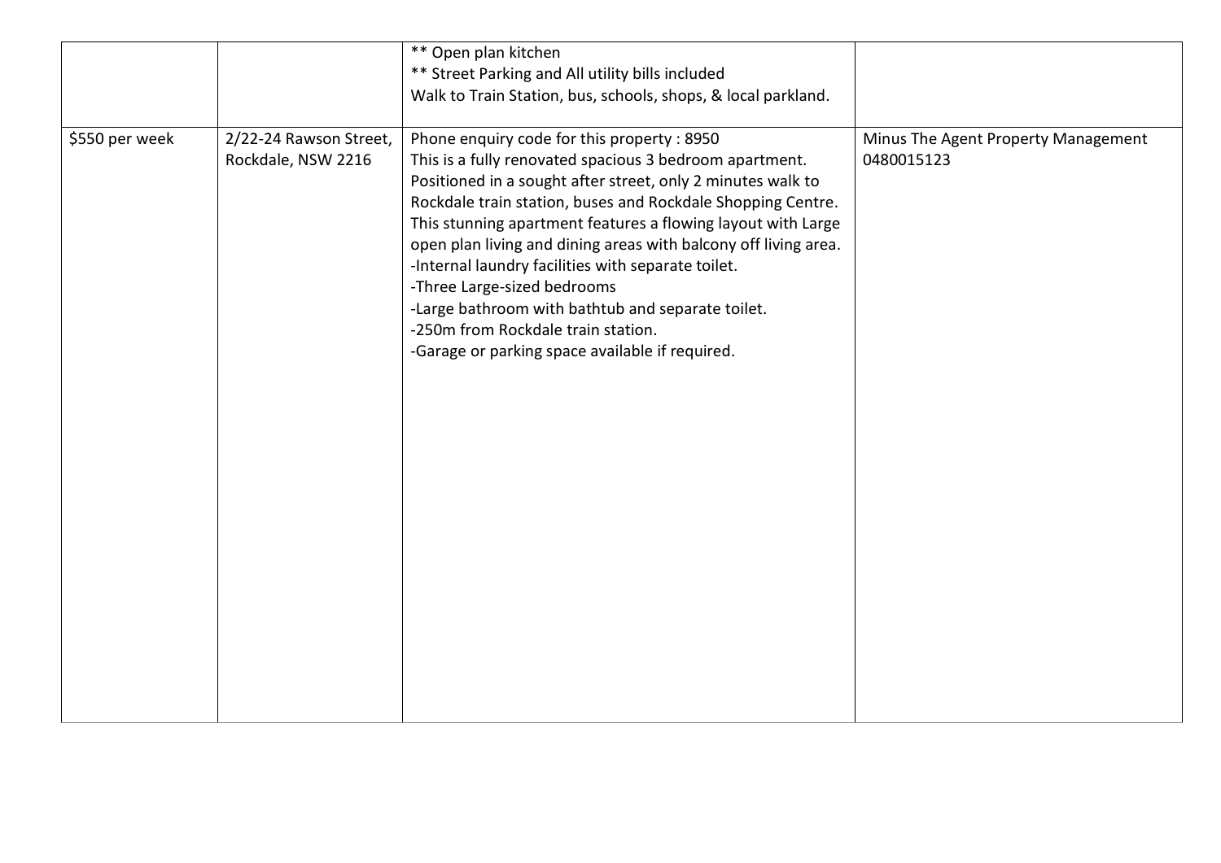| | | | |
|---|---|---|---|
| | | ** Open plan kitchen<br>** Street Parking and All utility bills included<br>Walk to Train Station, bus, schools, shops, & local parkland. | |
| $550 per week | 2/22-24 Rawson Street, Rockdale, NSW 2216 | Phone enquiry code for this property : 8950<br>This is a fully renovated spacious 3 bedroom apartment. Positioned in a sought after street, only 2 minutes walk to Rockdale train station, buses and Rockdale Shopping Centre. This stunning apartment features a flowing layout with Large open plan living and dining areas with balcony off living area.<br>-Internal laundry facilities with separate toilet.<br>-Three Large-sized bedrooms<br>-Large bathroom with bathtub and separate toilet.<br>-250m from Rockdale train station.<br>-Garage or parking space available if required. | Minus The Agent Property Management 0480015123 |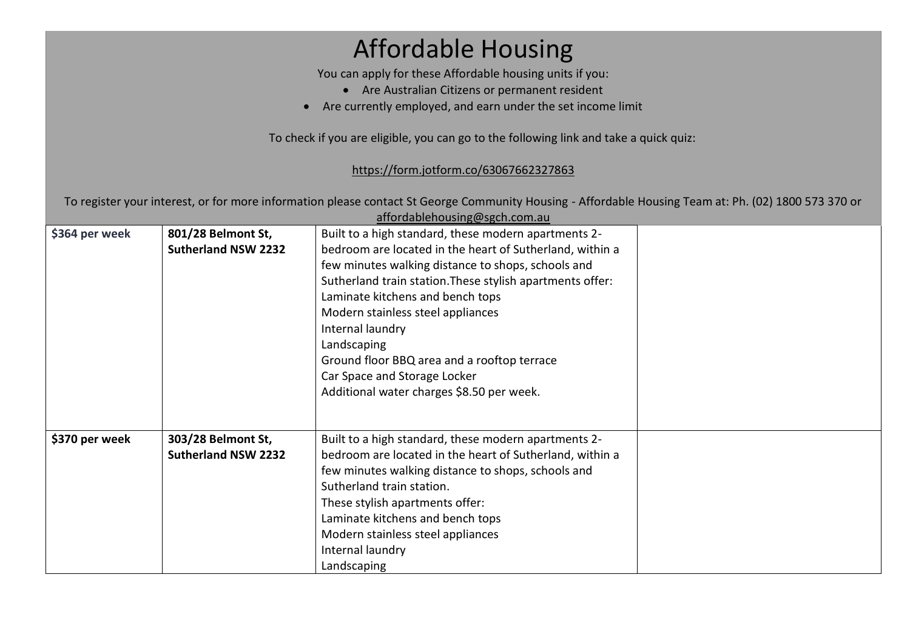# Affordable Housing

You can apply for these Affordable housing units if you:

- Are Australian Citizens or permanent resident
- Are currently employed, and earn under the set income limit

To check if you are eligible, you can go to the following link and take a quick quiz:

https://form.jotform.co/63067662327863

To register your interest, or for more information please contact St George Community Housing - Affordable Housing Team at: Ph. (02) 1800 573 370 or affordablehousing@sgch.com.au

| | | | |
|---|---|---|---|
| **$364 per week** | **801/28 Belmont St, Sutherland NSW 2232** | Built to a high standard, these modern apartments 2-bedroom are located in the heart of Sutherland, within a few minutes walking distance to shops, schools and Sutherland train station.These stylish apartments offer:<br>Laminate kitchens and bench tops<br>Modern stainless steel appliances<br>Internal laundry<br>Landscaping<br>Ground floor BBQ area and a rooftop terrace<br>Car Space and Storage Locker<br>Additional water charges $8.50 per week. | |
| **$370 per week** | **303/28 Belmont St, Sutherland NSW 2232** | Built to a high standard, these modern apartments 2-bedroom are located in the heart of Sutherland, within a few minutes walking distance to shops, schools and Sutherland train station.<br>These stylish apartments offer:<br>Laminate kitchens and bench tops<br>Modern stainless steel appliances<br>Internal laundry<br>Landscaping | |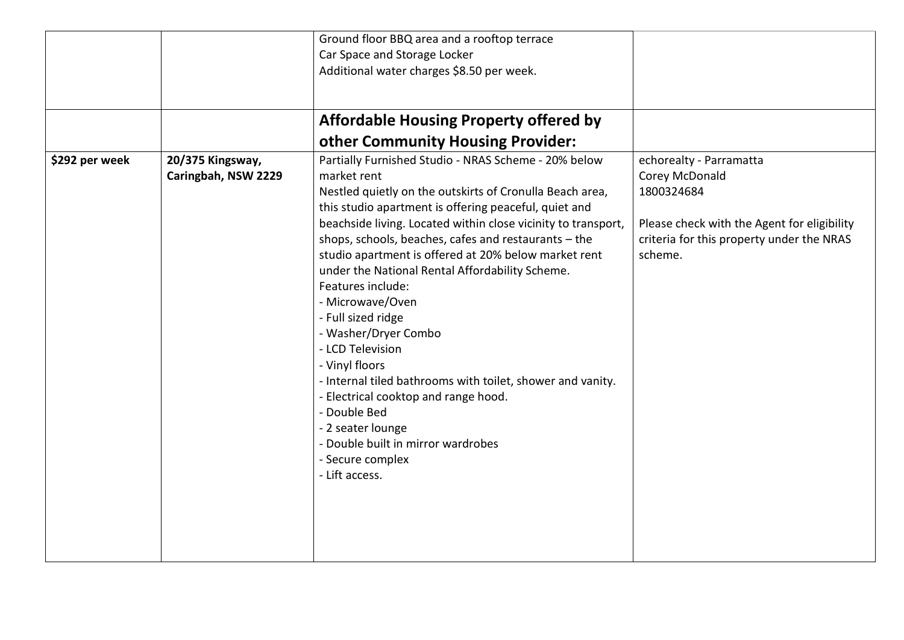| | | | |
|---|---|---|---|
| | | Ground floor BBQ area and a rooftop terrace<br>Car Space and Storage Locker<br>Additional water charges $8.50 per week. | |
| | | **Affordable Housing Property offered by other Community Housing Provider:** | |
| **$292 per week** | **20/375 Kingsway, Caringbah, NSW 2229** | Partially Furnished Studio - NRAS Scheme - 20% below market rent<br>Nestled quietly on the outskirts of Cronulla Beach area, this studio apartment is offering peaceful, quiet and beachside living. Located within close vicinity to transport, shops, schools, beaches, cafes and restaurants – the studio apartment is offered at 20% below market rent under the National Rental Affordability Scheme.<br>Features include:<br>- Microwave/Oven<br>- Full sized ridge<br>- Washer/Dryer Combo<br>- LCD Television<br>- Vinyl floors<br>- Internal tiled bathrooms with toilet, shower and vanity.<br>- Electrical cooktop and range hood.<br>- Double Bed<br>- 2 seater lounge<br>- Double built in mirror wardrobes<br>- Secure complex<br>- Lift access. | echorealty - Parramatta<br>Corey McDonald<br>1800324684<br><br>Please check with the Agent for eligibility criteria for this property under the NRAS scheme. |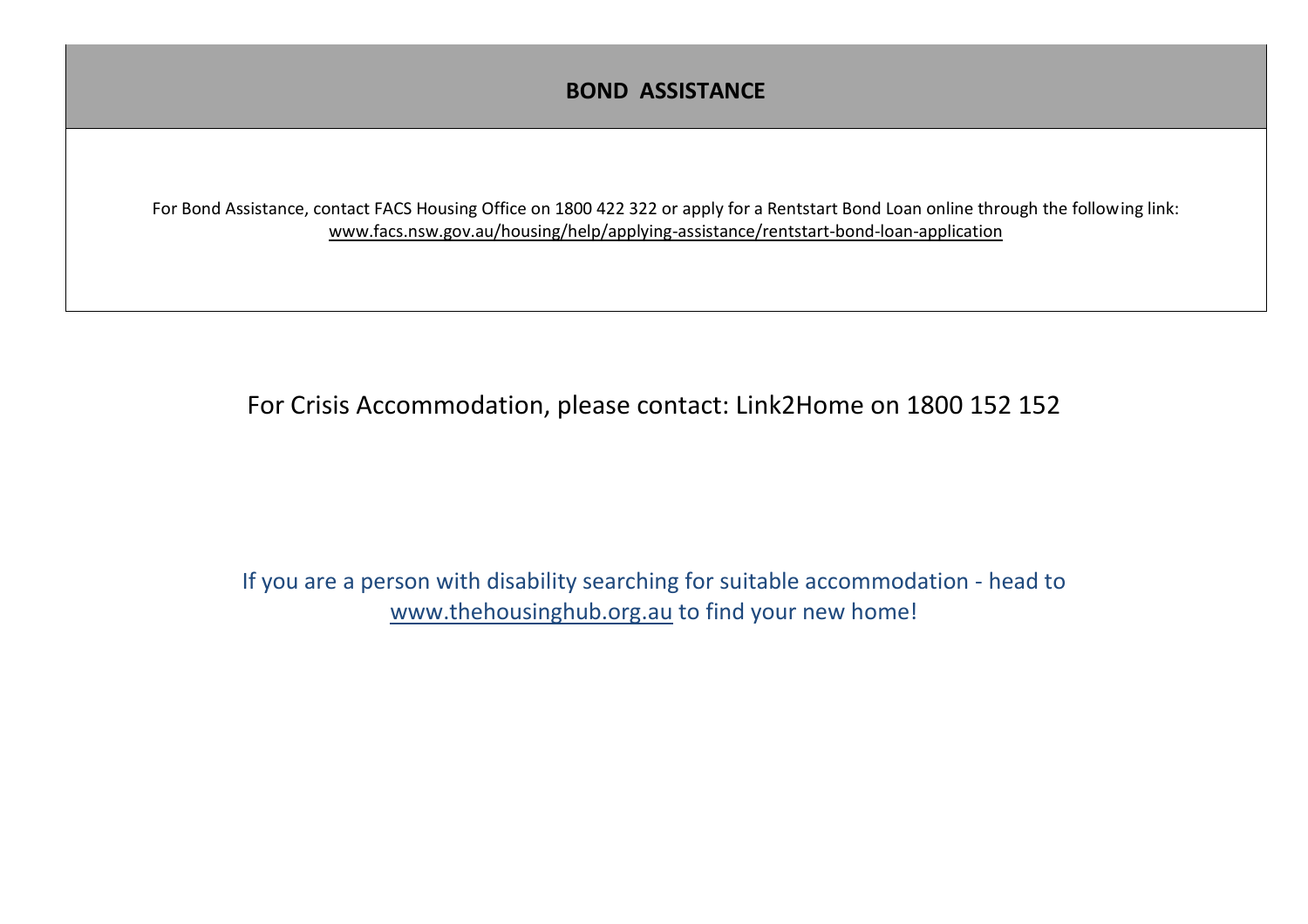## BOND ASSISTANCE

For Bond Assistance, contact FACS Housing Office on 1800 422 322 or apply for a Rentstart Bond Loan online through the following link: www.facs.nsw.gov.au/housing/help/applying-assistance/rentstart-bond-loan-application

For Crisis Accommodation, please contact: Link2Home on 1800 152 152

If you are a person with disability searching for suitable accommodation - head to www.thehousinghub.org.au to find your new home!